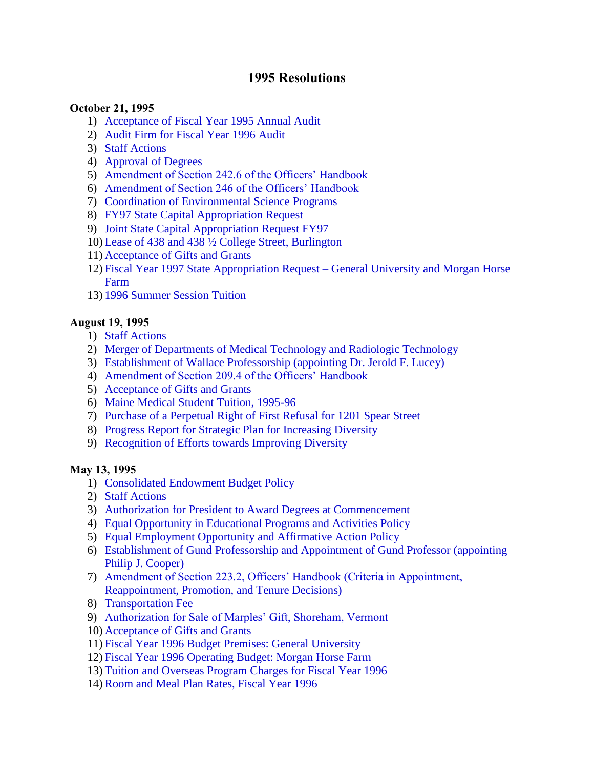# 1995 Resolutions

**October 21, 1995**

1) Acceptance of Fiscal Year 1995 Annual Audit
2) Audit Firm for Fiscal Year 1996 Audit
3) Staff Actions
4) Approval of Degrees
5) Amendment of Section 242.6 of the Officers' Handbook
6) Amendment of Section 246 of the Officers' Handbook
7) Coordination of Environmental Science Programs
8) FY97 State Capital Appropriation Request
9) Joint State Capital Appropriation Request FY97
10) Lease of 438 and 438 ½ College Street, Burlington
11) Acceptance of Gifts and Grants
12) Fiscal Year 1997 State Appropriation Request – General University and Morgan Horse Farm
13) 1996 Summer Session Tuition

**August 19, 1995**

1) Staff Actions
2) Merger of Departments of Medical Technology and Radiologic Technology
3) Establishment of Wallace Professorship (appointing Dr. Jerold F. Lucey)
4) Amendment of Section 209.4 of the Officers' Handbook
5) Acceptance of Gifts and Grants
6) Maine Medical Student Tuition, 1995-96
7) Purchase of a Perpetual Right of First Refusal for 1201 Spear Street
8) Progress Report for Strategic Plan for Increasing Diversity
9) Recognition of Efforts towards Improving Diversity

**May 13, 1995**

1) Consolidated Endowment Budget Policy
2) Staff Actions
3) Authorization for President to Award Degrees at Commencement
4) Equal Opportunity in Educational Programs and Activities Policy
5) Equal Employment Opportunity and Affirmative Action Policy
6) Establishment of Gund Professorship and Appointment of Gund Professor (appointing Philip J. Cooper)
7) Amendment of Section 223.2, Officers' Handbook (Criteria in Appointment, Reappointment, Promotion, and Tenure Decisions)
8) Transportation Fee
9) Authorization for Sale of Marples' Gift, Shoreham, Vermont
10) Acceptance of Gifts and Grants
11) Fiscal Year 1996 Budget Premises: General University
12) Fiscal Year 1996 Operating Budget: Morgan Horse Farm
13) Tuition and Overseas Program Charges for Fiscal Year 1996
14) Room and Meal Plan Rates, Fiscal Year 1996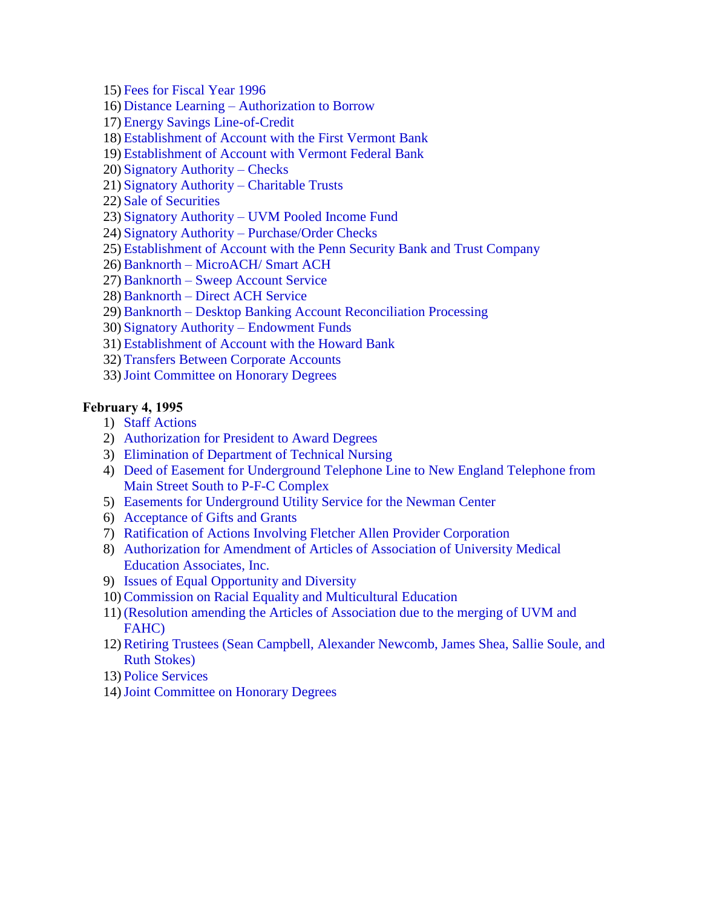15) Fees for Fiscal Year 1996
16) Distance Learning – Authorization to Borrow
17) Energy Savings Line-of-Credit
18) Establishment of Account with the First Vermont Bank
19) Establishment of Account with Vermont Federal Bank
20) Signatory Authority – Checks
21) Signatory Authority – Charitable Trusts
22) Sale of Securities
23) Signatory Authority – UVM Pooled Income Fund
24) Signatory Authority – Purchase/Order Checks
25) Establishment of Account with the Penn Security Bank and Trust Company
26) Banknorth – MicroACH/ Smart ACH
27) Banknorth – Sweep Account Service
28) Banknorth – Direct ACH Service
29) Banknorth – Desktop Banking Account Reconciliation Processing
30) Signatory Authority – Endowment Funds
31) Establishment of Account with the Howard Bank
32) Transfers Between Corporate Accounts
33) Joint Committee on Honorary Degrees

**February 4, 1995**

1) Staff Actions
2) Authorization for President to Award Degrees
3) Elimination of Department of Technical Nursing
4) Deed of Easement for Underground Telephone Line to New England Telephone from Main Street South to P-F-C Complex
5) Easements for Underground Utility Service for the Newman Center
6) Acceptance of Gifts and Grants
7) Ratification of Actions Involving Fletcher Allen Provider Corporation
8) Authorization for Amendment of Articles of Association of University Medical Education Associates, Inc.
9) Issues of Equal Opportunity and Diversity
10) Commission on Racial Equality and Multicultural Education
11) (Resolution amending the Articles of Association due to the merging of UVM and FAHC)
12) Retiring Trustees (Sean Campbell, Alexander Newcomb, James Shea, Sallie Soule, and Ruth Stokes)
13) Police Services
14) Joint Committee on Honorary Degrees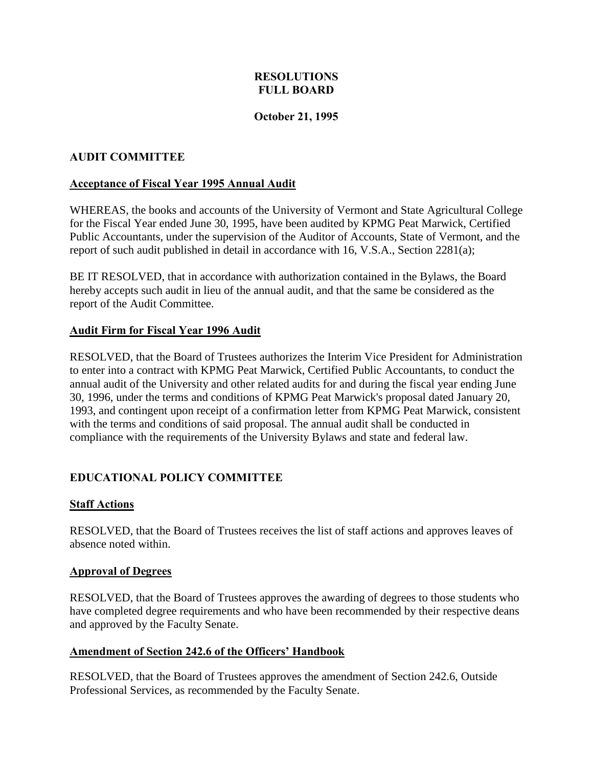# RESOLUTIONS
# FULL BOARD

**October 21, 1995**

## AUDIT COMMITTEE

### Acceptance of Fiscal Year 1995 Annual Audit

WHEREAS, the books and accounts of the University of Vermont and State Agricultural College for the Fiscal Year ended June 30, 1995, have been audited by KPMG Peat Marwick, Certified Public Accountants, under the supervision of the Auditor of Accounts, State of Vermont, and the report of such audit published in detail in accordance with 16, V.S.A., Section 2281(a);

BE IT RESOLVED, that in accordance with authorization contained in the Bylaws, the Board hereby accepts such audit in lieu of the annual audit, and that the same be considered as the report of the Audit Committee.

### Audit Firm for Fiscal Year 1996 Audit

RESOLVED, that the Board of Trustees authorizes the Interim Vice President for Administration to enter into a contract with KPMG Peat Marwick, Certified Public Accountants, to conduct the annual audit of the University and other related audits for and during the fiscal year ending June 30, 1996, under the terms and conditions of KPMG Peat Marwick's proposal dated January 20, 1993, and contingent upon receipt of a confirmation letter from KPMG Peat Marwick, consistent with the terms and conditions of said proposal. The annual audit shall be conducted in compliance with the requirements of the University Bylaws and state and federal law.

## EDUCATIONAL POLICY COMMITTEE

### Staff Actions

RESOLVED, that the Board of Trustees receives the list of staff actions and approves leaves of absence noted within.

### Approval of Degrees

RESOLVED, that the Board of Trustees approves the awarding of degrees to those students who have completed degree requirements and who have been recommended by their respective deans and approved by the Faculty Senate.

### Amendment of Section 242.6 of the Officers' Handbook

RESOLVED, that the Board of Trustees approves the amendment of Section 242.6, Outside Professional Services, as recommended by the Faculty Senate.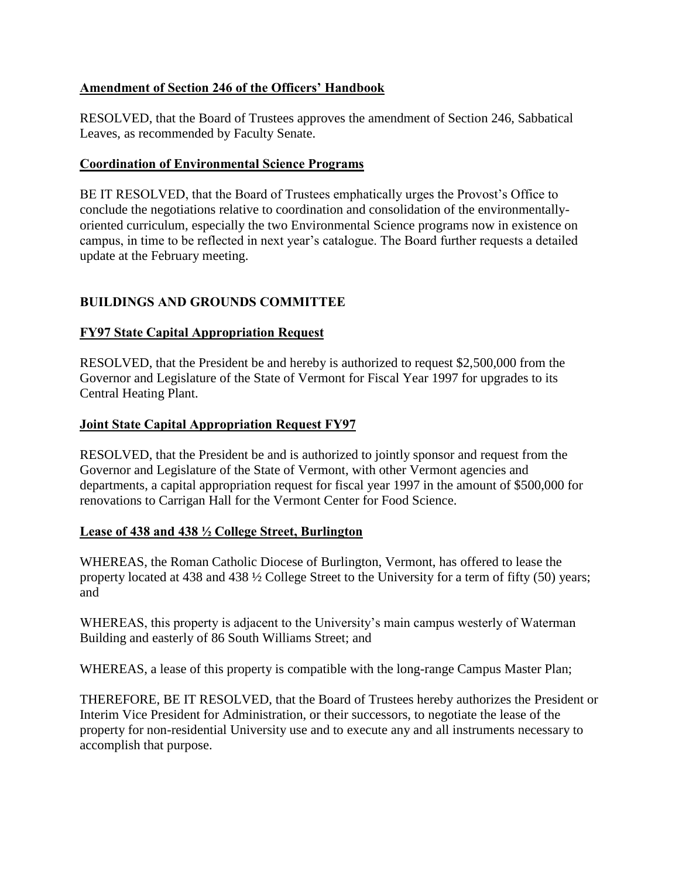**Amendment of Section 246 of the Officers' Handbook**

RESOLVED, that the Board of Trustees approves the amendment of Section 246, Sabbatical Leaves, as recommended by Faculty Senate.

**Coordination of Environmental Science Programs**

BE IT RESOLVED, that the Board of Trustees emphatically urges the Provost's Office to conclude the negotiations relative to coordination and consolidation of the environmentally-oriented curriculum, especially the two Environmental Science programs now in existence on campus, in time to be reflected in next year's catalogue. The Board further requests a detailed update at the February meeting.

## BUILDINGS AND GROUNDS COMMITTEE

**FY97 State Capital Appropriation Request**

RESOLVED, that the President be and hereby is authorized to request $2,500,000 from the Governor and Legislature of the State of Vermont for Fiscal Year 1997 for upgrades to its Central Heating Plant.

**Joint State Capital Appropriation Request FY97**

RESOLVED, that the President be and is authorized to jointly sponsor and request from the Governor and Legislature of the State of Vermont, with other Vermont agencies and departments, a capital appropriation request for fiscal year 1997 in the amount of $500,000 for renovations to Carrigan Hall for the Vermont Center for Food Science.

**Lease of 438 and 438 ½ College Street, Burlington**

WHEREAS, the Roman Catholic Diocese of Burlington, Vermont, has offered to lease the property located at 438 and 438 ½ College Street to the University for a term of fifty (50) years; and

WHEREAS, this property is adjacent to the University's main campus westerly of Waterman Building and easterly of 86 South Williams Street; and

WHEREAS, a lease of this property is compatible with the long-range Campus Master Plan;

THEREFORE, BE IT RESOLVED, that the Board of Trustees hereby authorizes the President or Interim Vice President for Administration, or their successors, to negotiate the lease of the property for non-residential University use and to execute any and all instruments necessary to accomplish that purpose.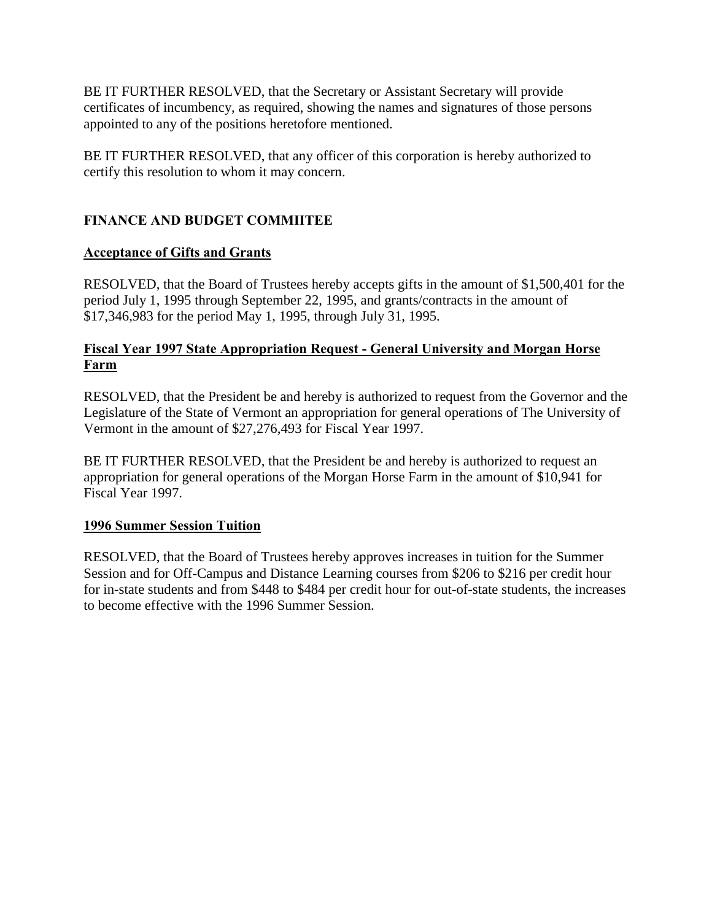BE IT FURTHER RESOLVED, that the Secretary or Assistant Secretary will provide certificates of incumbency, as required, showing the names and signatures of those persons appointed to any of the positions heretofore mentioned.

BE IT FURTHER RESOLVED, that any officer of this corporation is hereby authorized to certify this resolution to whom it may concern.

## FINANCE AND BUDGET COMMIITEE

### Acceptance of Gifts and Grants

RESOLVED, that the Board of Trustees hereby accepts gifts in the amount of $1,500,401 for the period July 1, 1995 through September 22, 1995, and grants/contracts in the amount of $17,346,983 for the period May 1, 1995, through July 31, 1995.

### Fiscal Year 1997 State Appropriation Request - General University and Morgan Horse Farm

RESOLVED, that the President be and hereby is authorized to request from the Governor and the Legislature of the State of Vermont an appropriation for general operations of The University of Vermont in the amount of $27,276,493 for Fiscal Year 1997.

BE IT FURTHER RESOLVED, that the President be and hereby is authorized to request an appropriation for general operations of the Morgan Horse Farm in the amount of $10,941 for Fiscal Year 1997.

### 1996 Summer Session Tuition

RESOLVED, that the Board of Trustees hereby approves increases in tuition for the Summer Session and for Off-Campus and Distance Learning courses from $206 to $216 per credit hour for in-state students and from $448 to $484 per credit hour for out-of-state students, the increases to become effective with the 1996 Summer Session.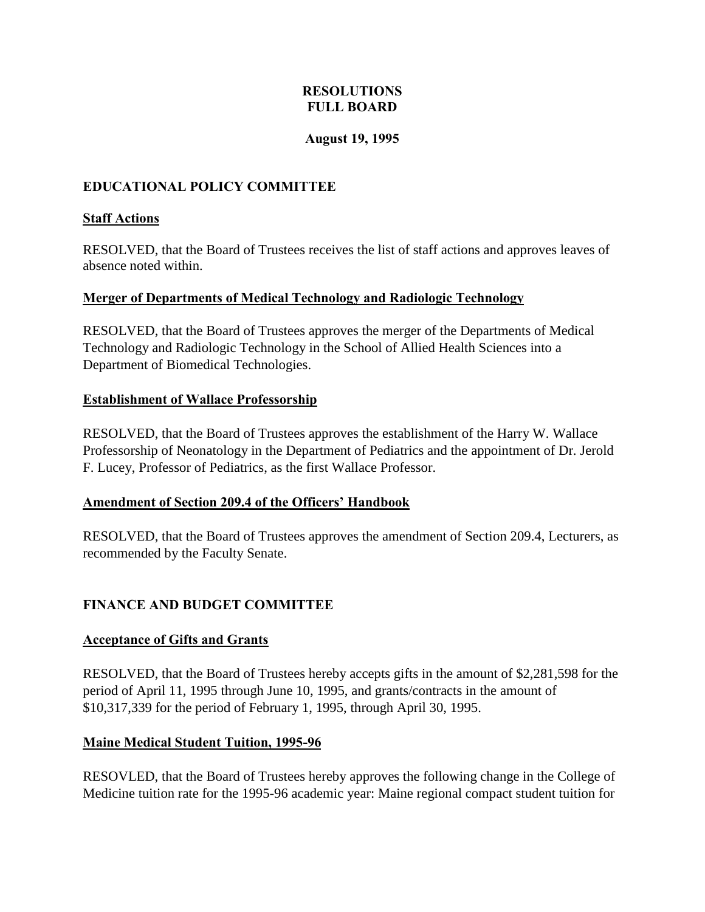# RESOLUTIONS
# FULL BOARD

**August 19, 1995**

## EDUCATIONAL POLICY COMMITTEE

### Staff Actions

RESOLVED, that the Board of Trustees receives the list of staff actions and approves leaves of absence noted within.

### Merger of Departments of Medical Technology and Radiologic Technology

RESOLVED, that the Board of Trustees approves the merger of the Departments of Medical Technology and Radiologic Technology in the School of Allied Health Sciences into a Department of Biomedical Technologies.

### Establishment of Wallace Professorship

RESOLVED, that the Board of Trustees approves the establishment of the Harry W. Wallace Professorship of Neonatology in the Department of Pediatrics and the appointment of Dr. Jerold F. Lucey, Professor of Pediatrics, as the first Wallace Professor.

### Amendment of Section 209.4 of the Officers' Handbook

RESOLVED, that the Board of Trustees approves the amendment of Section 209.4, Lecturers, as recommended by the Faculty Senate.

## FINANCE AND BUDGET COMMITTEE

### Acceptance of Gifts and Grants

RESOLVED, that the Board of Trustees hereby accepts gifts in the amount of $2,281,598 for the period of April 11, 1995 through June 10, 1995, and grants/contracts in the amount of $10,317,339 for the period of February 1, 1995, through April 30, 1995.

### Maine Medical Student Tuition, 1995-96

RESOVLED, that the Board of Trustees hereby approves the following change in the College of Medicine tuition rate for the 1995-96 academic year: Maine regional compact student tuition for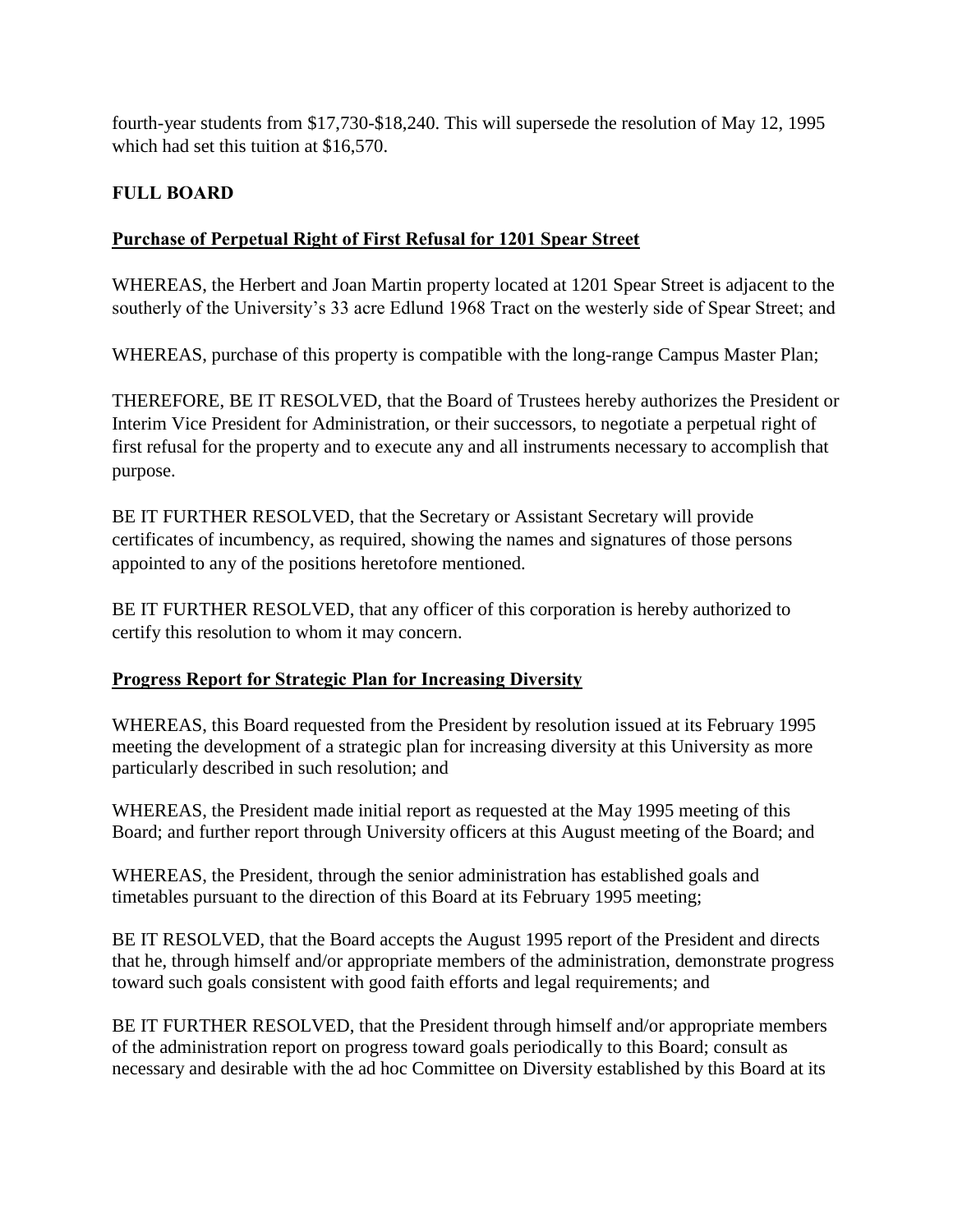fourth-year students from $17,730-$18,240. This will supersede the resolution of May 12, 1995 which had set this tuition at $16,570.

## FULL BOARD

### Purchase of Perpetual Right of First Refusal for 1201 Spear Street

WHEREAS, the Herbert and Joan Martin property located at 1201 Spear Street is adjacent to the southerly of the University's 33 acre Edlund 1968 Tract on the westerly side of Spear Street; and

WHEREAS, purchase of this property is compatible with the long-range Campus Master Plan;

THEREFORE, BE IT RESOLVED, that the Board of Trustees hereby authorizes the President or Interim Vice President for Administration, or their successors, to negotiate a perpetual right of first refusal for the property and to execute any and all instruments necessary to accomplish that purpose.

BE IT FURTHER RESOLVED, that the Secretary or Assistant Secretary will provide certificates of incumbency, as required, showing the names and signatures of those persons appointed to any of the positions heretofore mentioned.

BE IT FURTHER RESOLVED, that any officer of this corporation is hereby authorized to certify this resolution to whom it may concern.

### Progress Report for Strategic Plan for Increasing Diversity

WHEREAS, this Board requested from the President by resolution issued at its February 1995 meeting the development of a strategic plan for increasing diversity at this University as more particularly described in such resolution; and

WHEREAS, the President made initial report as requested at the May 1995 meeting of this Board; and further report through University officers at this August meeting of the Board; and

WHEREAS, the President, through the senior administration has established goals and timetables pursuant to the direction of this Board at its February 1995 meeting;

BE IT RESOLVED, that the Board accepts the August 1995 report of the President and directs that he, through himself and/or appropriate members of the administration, demonstrate progress toward such goals consistent with good faith efforts and legal requirements; and

BE IT FURTHER RESOLVED, that the President through himself and/or appropriate members of the administration report on progress toward goals periodically to this Board; consult as necessary and desirable with the ad hoc Committee on Diversity established by this Board at its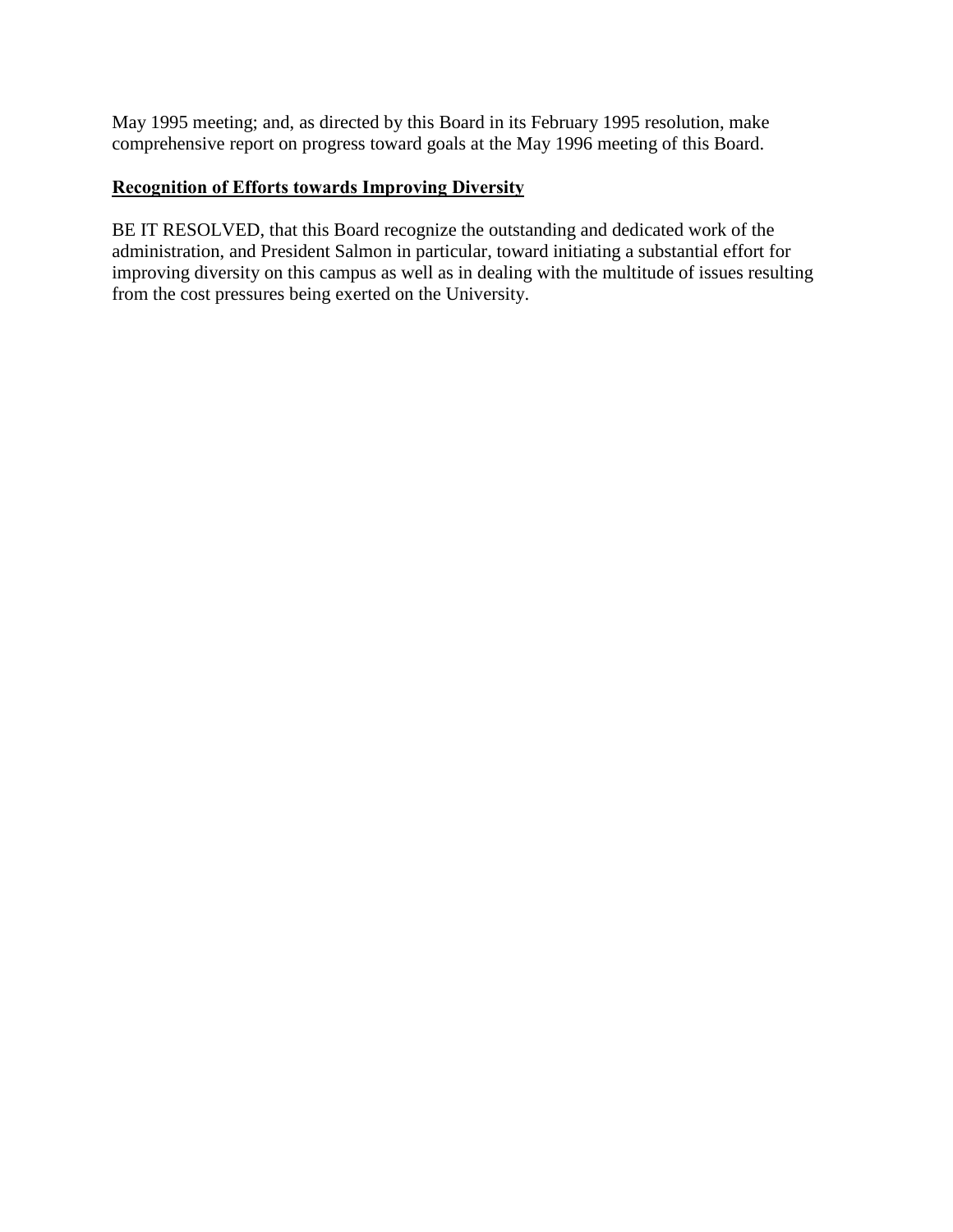May 1995 meeting; and, as directed by this Board in its February 1995 resolution, make comprehensive report on progress toward goals at the May 1996 meeting of this Board.

**Recognition of Efforts towards Improving Diversity**

BE IT RESOLVED, that this Board recognize the outstanding and dedicated work of the administration, and President Salmon in particular, toward initiating a substantial effort for improving diversity on this campus as well as in dealing with the multitude of issues resulting from the cost pressures being exerted on the University.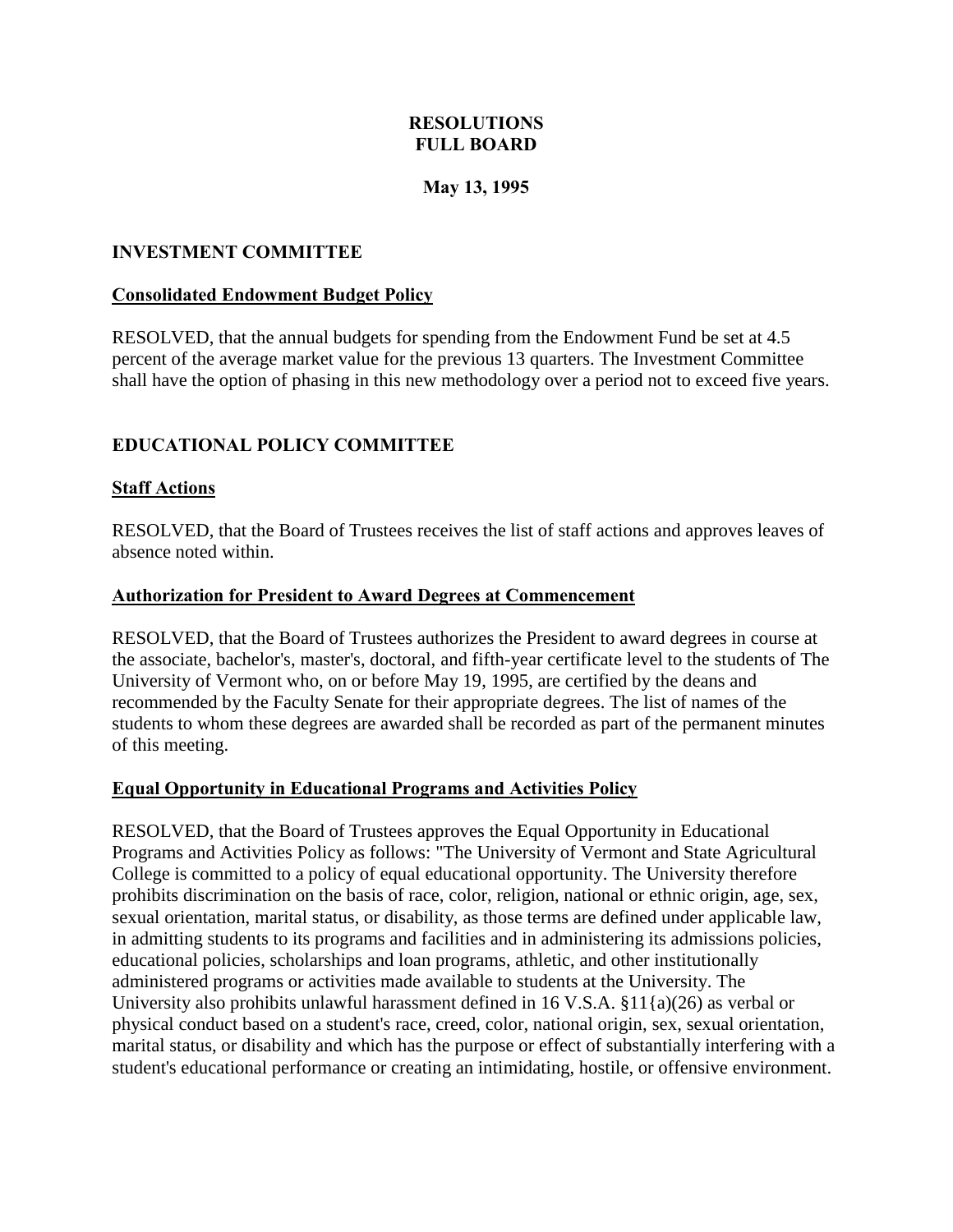# RESOLUTIONS
# FULL BOARD

**May 13, 1995**

## INVESTMENT COMMITTEE

### Consolidated Endowment Budget Policy

RESOLVED, that the annual budgets for spending from the Endowment Fund be set at 4.5 percent of the average market value for the previous 13 quarters. The Investment Committee shall have the option of phasing in this new methodology over a period not to exceed five years.

## EDUCATIONAL POLICY COMMITTEE

### Staff Actions

RESOLVED, that the Board of Trustees receives the list of staff actions and approves leaves of absence noted within.

### Authorization for President to Award Degrees at Commencement

RESOLVED, that the Board of Trustees authorizes the President to award degrees in course at the associate, bachelor's, master's, doctoral, and fifth-year certificate level to the students of The University of Vermont who, on or before May 19, 1995, are certified by the deans and recommended by the Faculty Senate for their appropriate degrees. The list of names of the students to whom these degrees are awarded shall be recorded as part of the permanent minutes of this meeting.

### Equal Opportunity in Educational Programs and Activities Policy

RESOLVED, that the Board of Trustees approves the Equal Opportunity in Educational Programs and Activities Policy as follows: "The University of Vermont and State Agricultural College is committed to a policy of equal educational opportunity. The University therefore prohibits discrimination on the basis of race, color, religion, national or ethnic origin, age, sex, sexual orientation, marital status, or disability, as those terms are defined under applicable law, in admitting students to its programs and facilities and in administering its admissions policies, educational policies, scholarships and loan programs, athletic, and other institutionally administered programs or activities made available to students at the University. The University also prohibits unlawful harassment defined in 16 V.S.A. §11{a)(26) as verbal or physical conduct based on a student's race, creed, color, national origin, sex, sexual orientation, marital status, or disability and which has the purpose or effect of substantially interfering with a student's educational performance or creating an intimidating, hostile, or offensive environment.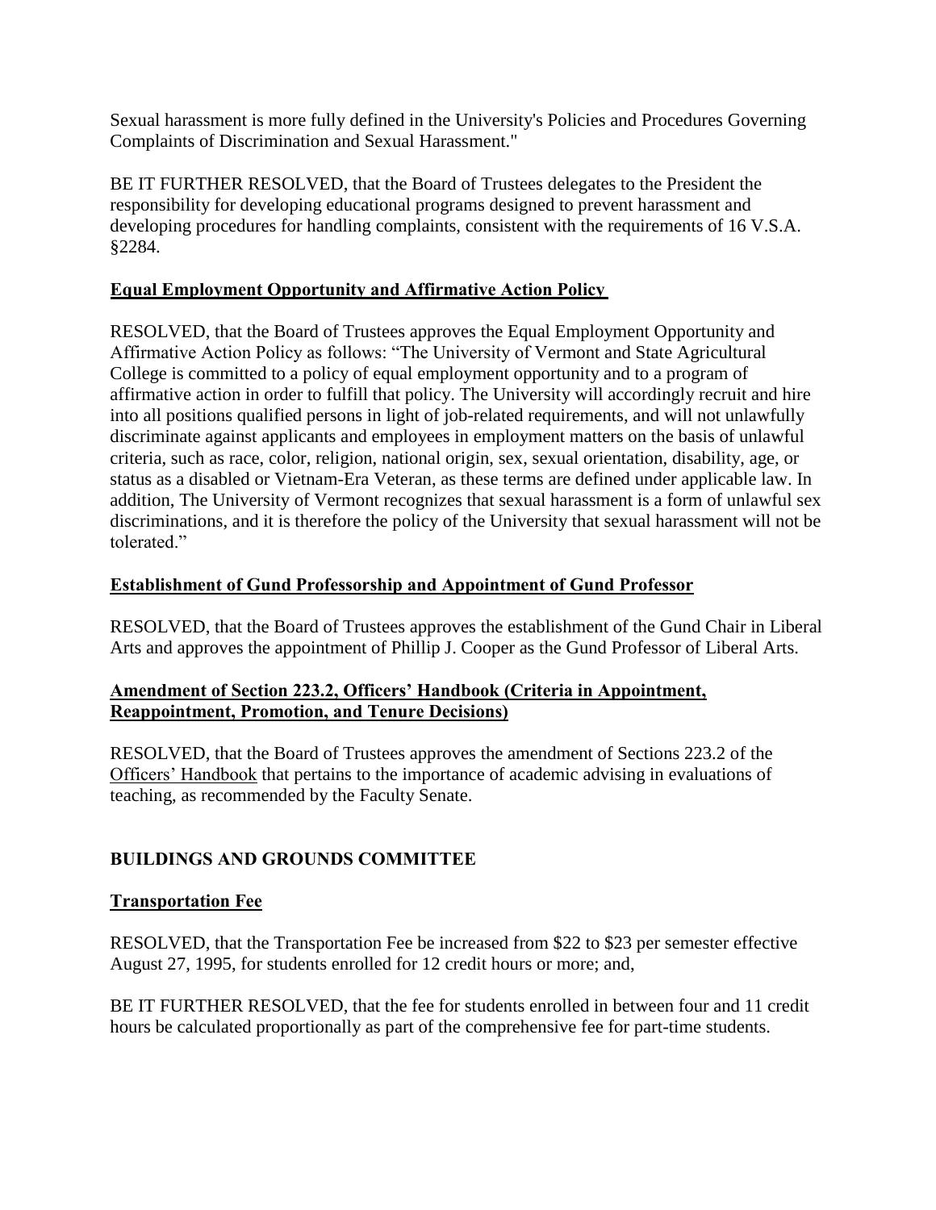Sexual harassment is more fully defined in the University's Policies and Procedures Governing Complaints of Discrimination and Sexual Harassment."

BE IT FURTHER RESOLVED, that the Board of Trustees delegates to the President the responsibility for developing educational programs designed to prevent harassment and developing procedures for handling complaints, consistent with the requirements of 16 V.S.A. §2284.

**Equal Employment Opportunity and Affirmative Action Policy**

RESOLVED, that the Board of Trustees approves the Equal Employment Opportunity and Affirmative Action Policy as follows: "The University of Vermont and State Agricultural College is committed to a policy of equal employment opportunity and to a program of affirmative action in order to fulfill that policy. The University will accordingly recruit and hire into all positions qualified persons in light of job-related requirements, and will not unlawfully discriminate against applicants and employees in employment matters on the basis of unlawful criteria, such as race, color, religion, national origin, sex, sexual orientation, disability, age, or status as a disabled or Vietnam-Era Veteran, as these terms are defined under applicable law. In addition, The University of Vermont recognizes that sexual harassment is a form of unlawful sex discriminations, and it is therefore the policy of the University that sexual harassment will not be tolerated."

**Establishment of Gund Professorship and Appointment of Gund Professor**

RESOLVED, that the Board of Trustees approves the establishment of the Gund Chair in Liberal Arts and approves the appointment of Phillip J. Cooper as the Gund Professor of Liberal Arts.

**Amendment of Section 223.2, Officers' Handbook (Criteria in Appointment, Reappointment, Promotion, and Tenure Decisions)**

RESOLVED, that the Board of Trustees approves the amendment of Sections 223.2 of the Officers' Handbook that pertains to the importance of academic advising in evaluations of teaching, as recommended by the Faculty Senate.

## BUILDINGS AND GROUNDS COMMITTEE

**Transportation Fee**

RESOLVED, that the Transportation Fee be increased from $22 to $23 per semester effective August 27, 1995, for students enrolled for 12 credit hours or more; and,

BE IT FURTHER RESOLVED, that the fee for students enrolled in between four and 11 credit hours be calculated proportionally as part of the comprehensive fee for part-time students.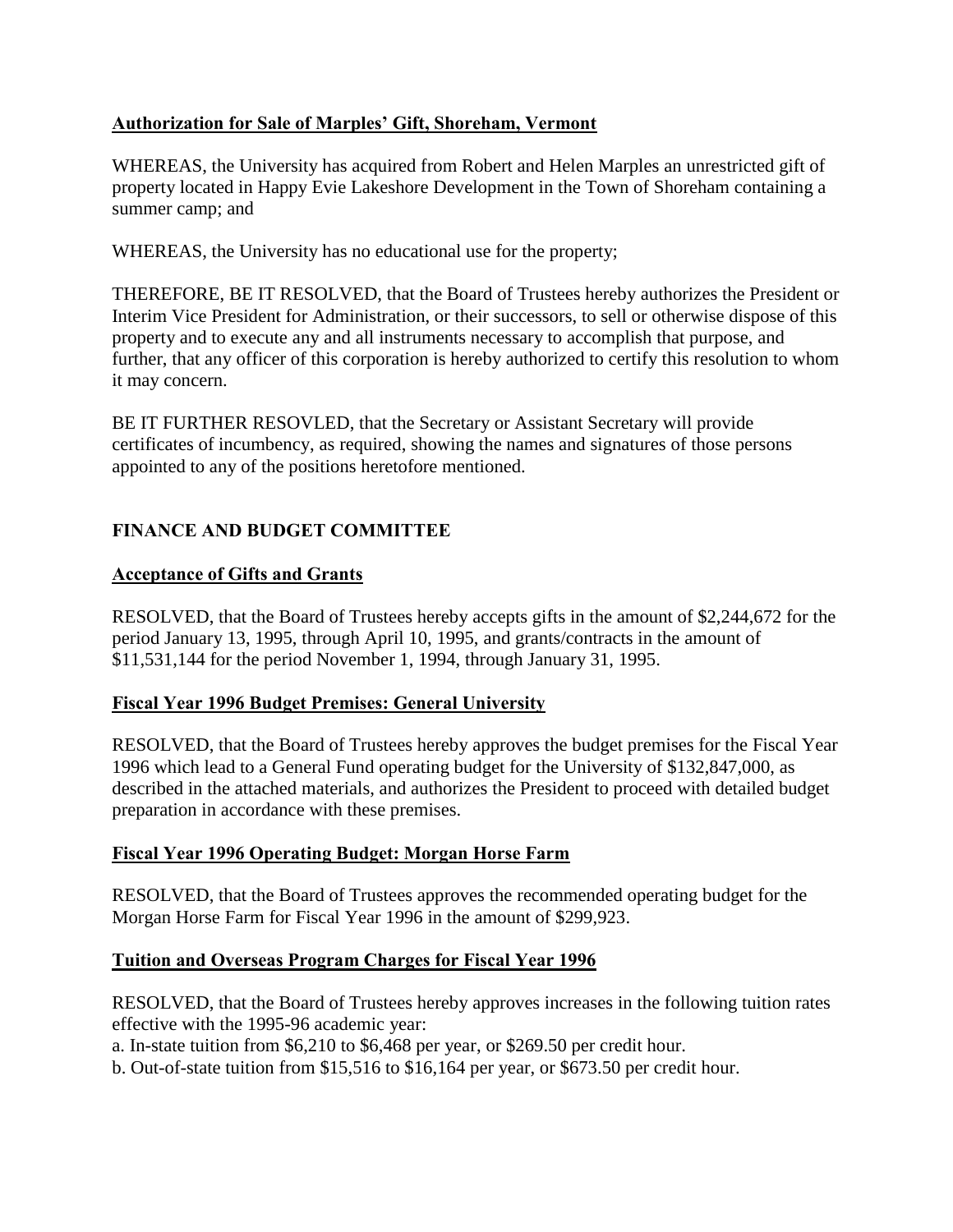**Authorization for Sale of Marples' Gift, Shoreham, Vermont**

WHEREAS, the University has acquired from Robert and Helen Marples an unrestricted gift of property located in Happy Evie Lakeshore Development in the Town of Shoreham containing a summer camp; and

WHEREAS, the University has no educational use for the property;

THEREFORE, BE IT RESOLVED, that the Board of Trustees hereby authorizes the President or Interim Vice President for Administration, or their successors, to sell or otherwise dispose of this property and to execute any and all instruments necessary to accomplish that purpose, and further, that any officer of this corporation is hereby authorized to certify this resolution to whom it may concern.

BE IT FURTHER RESOVLED, that the Secretary or Assistant Secretary will provide certificates of incumbency, as required, showing the names and signatures of those persons appointed to any of the positions heretofore mentioned.

## FINANCE AND BUDGET COMMITTEE

**Acceptance of Gifts and Grants**

RESOLVED, that the Board of Trustees hereby accepts gifts in the amount of $2,244,672 for the period January 13, 1995, through April 10, 1995, and grants/contracts in the amount of $11,531,144 for the period November 1, 1994, through January 31, 1995.

**Fiscal Year 1996 Budget Premises: General University**

RESOLVED, that the Board of Trustees hereby approves the budget premises for the Fiscal Year 1996 which lead to a General Fund operating budget for the University of $132,847,000, as described in the attached materials, and authorizes the President to proceed with detailed budget preparation in accordance with these premises.

**Fiscal Year 1996 Operating Budget: Morgan Horse Farm**

RESOLVED, that the Board of Trustees approves the recommended operating budget for the Morgan Horse Farm for Fiscal Year 1996 in the amount of $299,923.

**Tuition and Overseas Program Charges for Fiscal Year 1996**

RESOLVED, that the Board of Trustees hereby approves increases in the following tuition rates effective with the 1995-96 academic year:

a. In-state tuition from $6,210 to $6,468 per year, or $269.50 per credit hour.

b. Out-of-state tuition from $15,516 to $16,164 per year, or $673.50 per credit hour.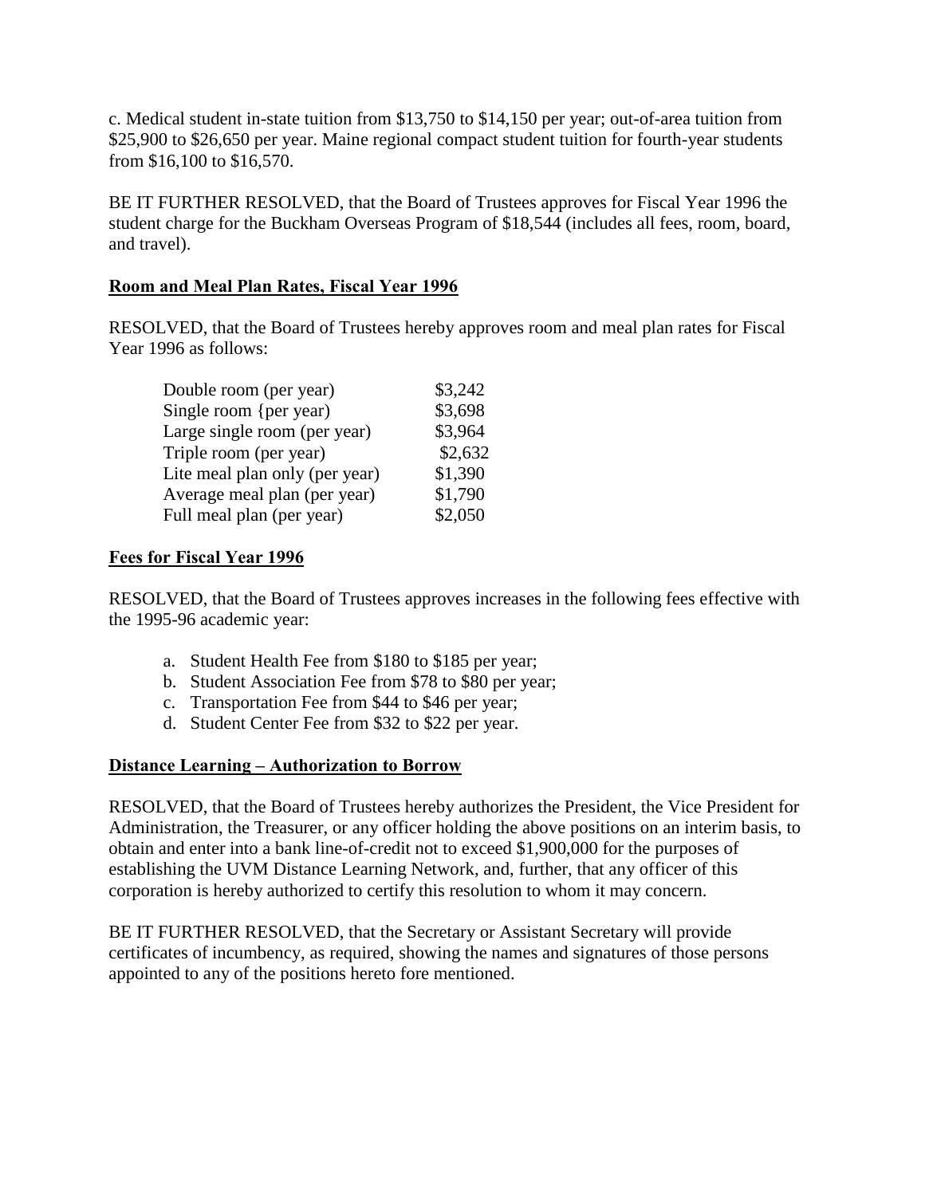c. Medical student in-state tuition from $13,750 to $14,150 per year; out-of-area tuition from $25,900 to $26,650 per year. Maine regional compact student tuition for fourth-year students from $16,100 to $16,570.

BE IT FURTHER RESOLVED, that the Board of Trustees approves for Fiscal Year 1996 the student charge for the Buckham Overseas Program of $18,544 (includes all fees, room, board, and travel).

**Room and Meal Plan Rates, Fiscal Year 1996**

RESOLVED, that the Board of Trustees hereby approves room and meal plan rates for Fiscal Year 1996 as follows:

| | |
|---|---|
| Double room (per year) | $3,242 |
| Single room {per year) | $3,698 |
| Large single room (per year) | $3,964 |
| Triple room (per year) | $2,632 |
| Lite meal plan only (per year) | $1,390 |
| Average meal plan (per year) | $1,790 |
| Full meal plan (per year) | $2,050 |

**Fees for Fiscal Year 1996**

RESOLVED, that the Board of Trustees approves increases in the following fees effective with the 1995-96 academic year:

a. Student Health Fee from $180 to $185 per year;
b. Student Association Fee from $78 to $80 per year;
c. Transportation Fee from $44 to $46 per year;
d. Student Center Fee from $32 to $22 per year.

**Distance Learning – Authorization to Borrow**

RESOLVED, that the Board of Trustees hereby authorizes the President, the Vice President for Administration, the Treasurer, or any officer holding the above positions on an interim basis, to obtain and enter into a bank line-of-credit not to exceed $1,900,000 for the purposes of establishing the UVM Distance Learning Network, and, further, that any officer of this corporation is hereby authorized to certify this resolution to whom it may concern.

BE IT FURTHER RESOLVED, that the Secretary or Assistant Secretary will provide certificates of incumbency, as required, showing the names and signatures of those persons appointed to any of the positions hereto fore mentioned.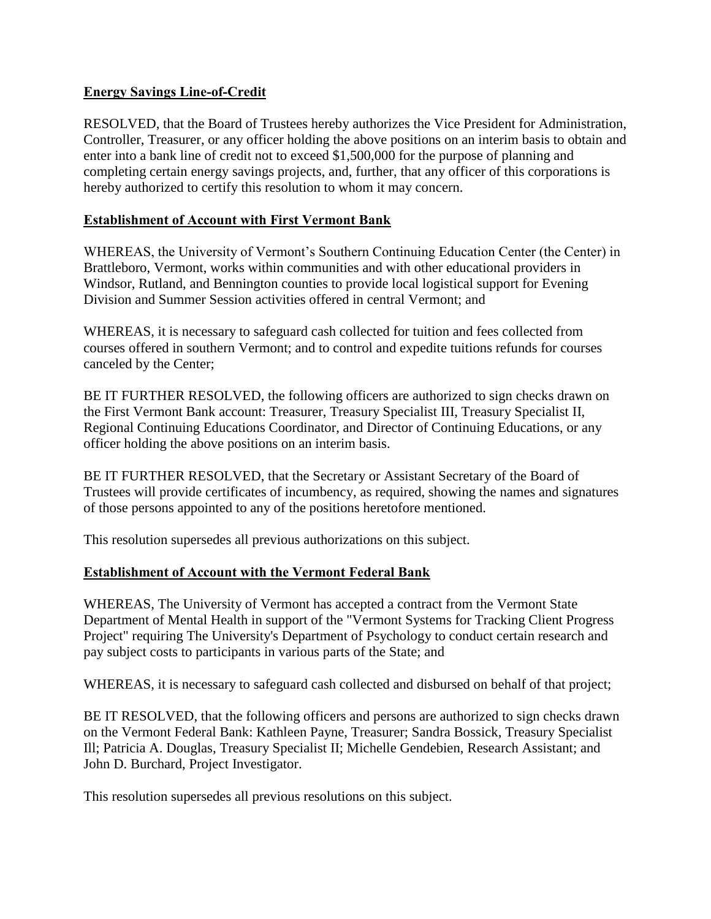**Energy Savings Line-of-Credit**

RESOLVED, that the Board of Trustees hereby authorizes the Vice President for Administration, Controller, Treasurer, or any officer holding the above positions on an interim basis to obtain and enter into a bank line of credit not to exceed $1,500,000 for the purpose of planning and completing certain energy savings projects, and, further, that any officer of this corporations is hereby authorized to certify this resolution to whom it may concern.

**Establishment of Account with First Vermont Bank**

WHEREAS, the University of Vermont's Southern Continuing Education Center (the Center) in Brattleboro, Vermont, works within communities and with other educational providers in Windsor, Rutland, and Bennington counties to provide local logistical support for Evening Division and Summer Session activities offered in central Vermont; and

WHEREAS, it is necessary to safeguard cash collected for tuition and fees collected from courses offered in southern Vermont; and to control and expedite tuitions refunds for courses canceled by the Center;

BE IT FURTHER RESOLVED, the following officers are authorized to sign checks drawn on the First Vermont Bank account: Treasurer, Treasury Specialist III, Treasury Specialist II, Regional Continuing Educations Coordinator, and Director of Continuing Educations, or any officer holding the above positions on an interim basis.

BE IT FURTHER RESOLVED, that the Secretary or Assistant Secretary of the Board of Trustees will provide certificates of incumbency, as required, showing the names and signatures of those persons appointed to any of the positions heretofore mentioned.

This resolution supersedes all previous authorizations on this subject.

**Establishment of Account with the Vermont Federal Bank**

WHEREAS, The University of Vermont has accepted a contract from the Vermont State Department of Mental Health in support of the "Vermont Systems for Tracking Client Progress Project" requiring The University's Department of Psychology to conduct certain research and pay subject costs to participants in various parts of the State; and

WHEREAS, it is necessary to safeguard cash collected and disbursed on behalf of that project;

BE IT RESOLVED, that the following officers and persons are authorized to sign checks drawn on the Vermont Federal Bank: Kathleen Payne, Treasurer; Sandra Bossick, Treasury Specialist Ill; Patricia A. Douglas, Treasury Specialist II; Michelle Gendebien, Research Assistant; and John D. Burchard, Project Investigator.

This resolution supersedes all previous resolutions on this subject.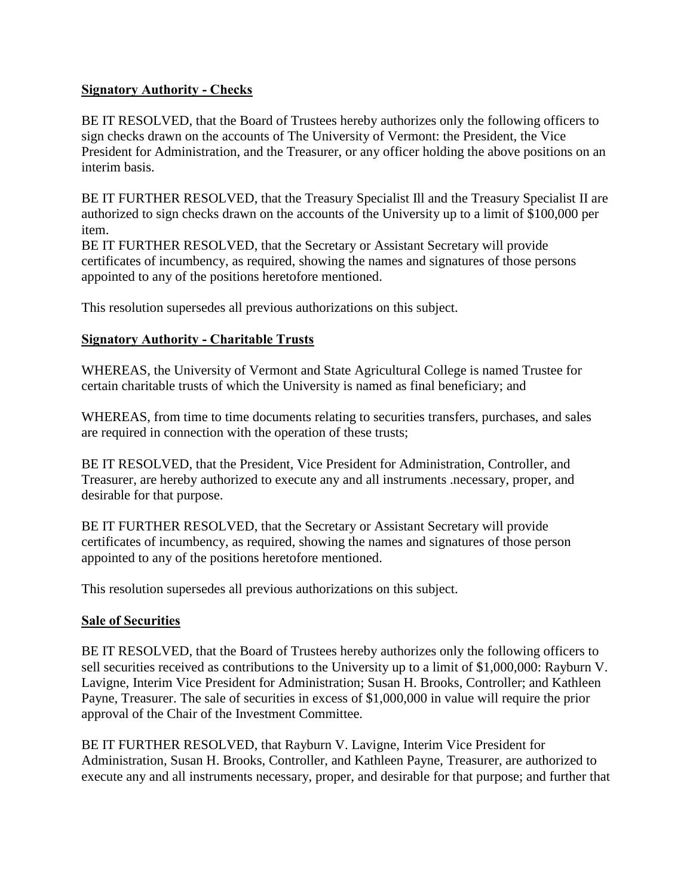**Signatory Authority - Checks**

BE IT RESOLVED, that the Board of Trustees hereby authorizes only the following officers to sign checks drawn on the accounts of The University of Vermont: the President, the Vice President for Administration, and the Treasurer, or any officer holding the above positions on an interim basis.

BE IT FURTHER RESOLVED, that the Treasury Specialist Ill and the Treasury Specialist II are authorized to sign checks drawn on the accounts of the University up to a limit of $100,000 per item.
BE IT FURTHER RESOLVED, that the Secretary or Assistant Secretary will provide certificates of incumbency, as required, showing the names and signatures of those persons appointed to any of the positions heretofore mentioned.

This resolution supersedes all previous authorizations on this subject.

**Signatory Authority - Charitable Trusts**

WHEREAS, the University of Vermont and State Agricultural College is named Trustee for certain charitable trusts of which the University is named as final beneficiary; and

WHEREAS, from time to time documents relating to securities transfers, purchases, and sales are required in connection with the operation of these trusts;

BE IT RESOLVED, that the President, Vice President for Administration, Controller, and Treasurer, are hereby authorized to execute any and all instruments .necessary, proper, and desirable for that purpose.

BE IT FURTHER RESOLVED, that the Secretary or Assistant Secretary will provide certificates of incumbency, as required, showing the names and signatures of those person appointed to any of the positions heretofore mentioned.

This resolution supersedes all previous authorizations on this subject.

**Sale of Securities**

BE IT RESOLVED, that the Board of Trustees hereby authorizes only the following officers to sell securities received as contributions to the University up to a limit of $1,000,000: Rayburn V. Lavigne, Interim Vice President for Administration; Susan H. Brooks, Controller; and Kathleen Payne, Treasurer. The sale of securities in excess of $1,000,000 in value will require the prior approval of the Chair of the Investment Committee.

BE IT FURTHER RESOLVED, that Rayburn V. Lavigne, Interim Vice President for Administration, Susan H. Brooks, Controller, and Kathleen Payne, Treasurer, are authorized to execute any and all instruments necessary, proper, and desirable for that purpose; and further that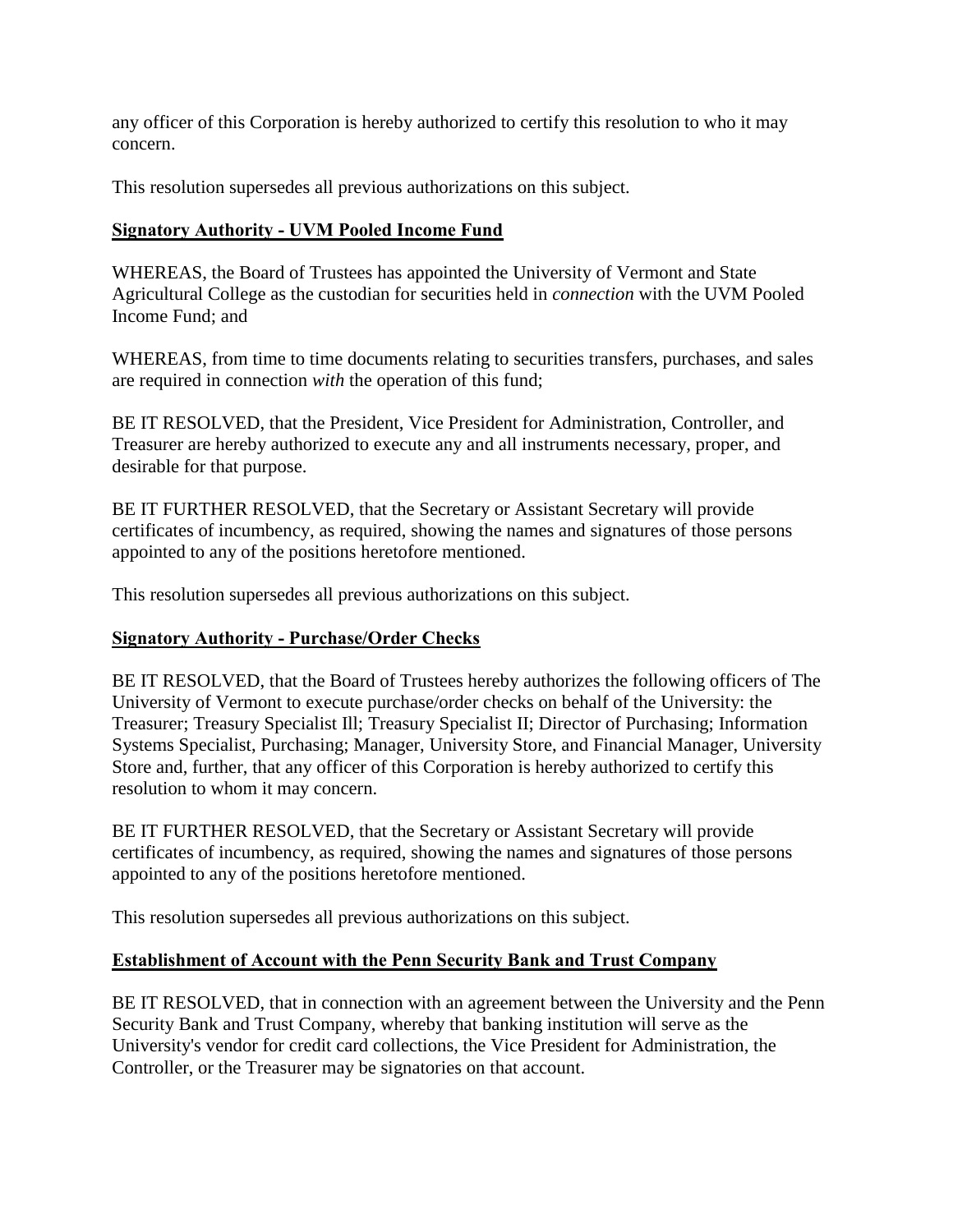any officer of this Corporation is hereby authorized to certify this resolution to who it may concern.

This resolution supersedes all previous authorizations on this subject.

**Signatory Authority - UVM Pooled Income Fund**

WHEREAS, the Board of Trustees has appointed the University of Vermont and State Agricultural College as the custodian for securities held in *connection* with the UVM Pooled Income Fund; and

WHEREAS, from time to time documents relating to securities transfers, purchases, and sales are required in connection *with* the operation of this fund;

BE IT RESOLVED, that the President, Vice President for Administration, Controller, and Treasurer are hereby authorized to execute any and all instruments necessary, proper, and desirable for that purpose.

BE IT FURTHER RESOLVED, that the Secretary or Assistant Secretary will provide certificates of incumbency, as required, showing the names and signatures of those persons appointed to any of the positions heretofore mentioned.

This resolution supersedes all previous authorizations on this subject.

**Signatory Authority - Purchase/Order Checks**

BE IT RESOLVED, that the Board of Trustees hereby authorizes the following officers of The University of Vermont to execute purchase/order checks on behalf of the University: the Treasurer; Treasury Specialist Ill; Treasury Specialist II; Director of Purchasing; Information Systems Specialist, Purchasing; Manager, University Store, and Financial Manager, University Store and, further, that any officer of this Corporation is hereby authorized to certify this resolution to whom it may concern.

BE IT FURTHER RESOLVED, that the Secretary or Assistant Secretary will provide certificates of incumbency, as required, showing the names and signatures of those persons appointed to any of the positions heretofore mentioned.

This resolution supersedes all previous authorizations on this subject.

**Establishment of Account with the Penn Security Bank and Trust Company**

BE IT RESOLVED, that in connection with an agreement between the University and the Penn Security Bank and Trust Company, whereby that banking institution will serve as the University's vendor for credit card collections, the Vice President for Administration, the Controller, or the Treasurer may be signatories on that account.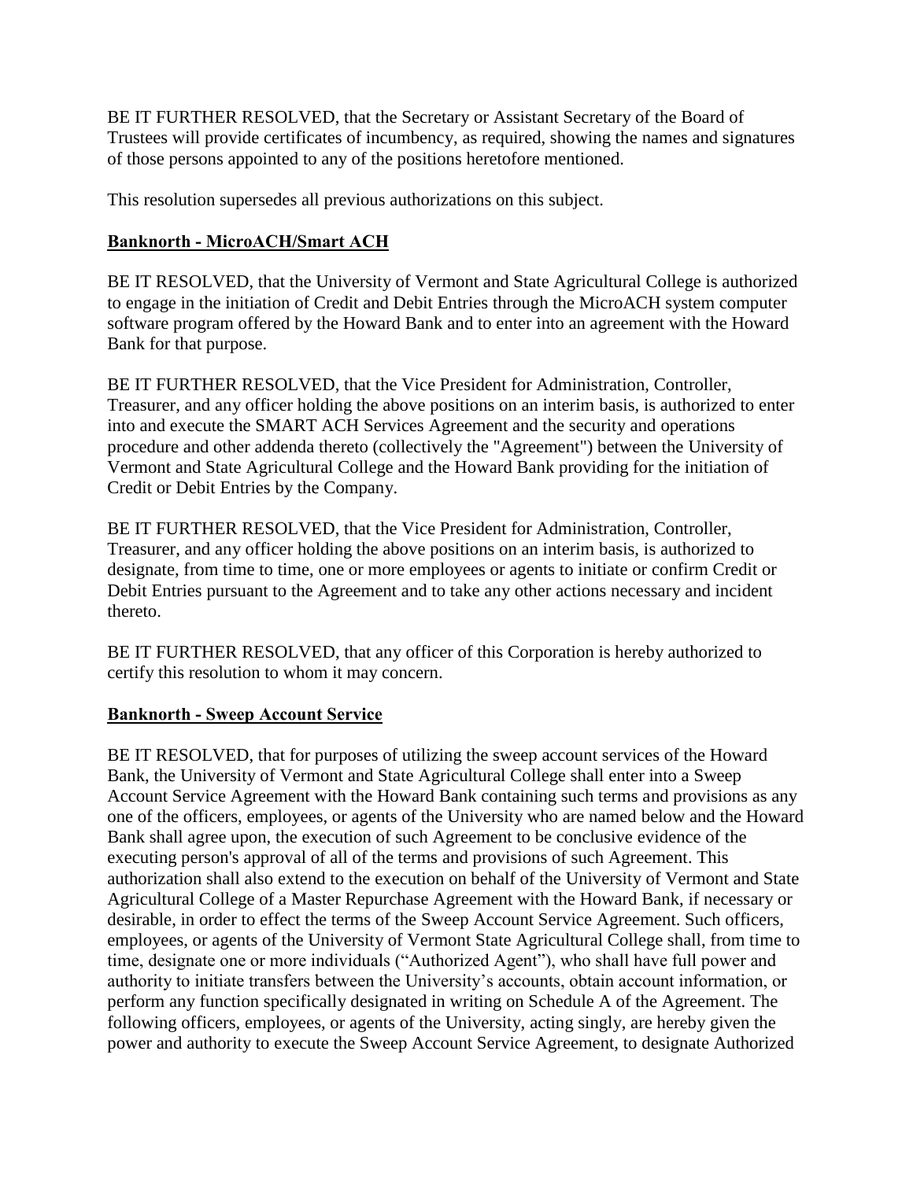BE IT FURTHER RESOLVED, that the Secretary or Assistant Secretary of the Board of Trustees will provide certificates of incumbency, as required, showing the names and signatures of those persons appointed to any of the positions heretofore mentioned.

This resolution supersedes all previous authorizations on this subject.

**Banknorth - MicroACH/Smart ACH**

BE IT RESOLVED, that the University of Vermont and State Agricultural College is authorized to engage in the initiation of Credit and Debit Entries through the MicroACH system computer software program offered by the Howard Bank and to enter into an agreement with the Howard Bank for that purpose.

BE IT FURTHER RESOLVED, that the Vice President for Administration, Controller, Treasurer, and any officer holding the above positions on an interim basis, is authorized to enter into and execute the SMART ACH Services Agreement and the security and operations procedure and other addenda thereto (collectively the "Agreement") between the University of Vermont and State Agricultural College and the Howard Bank providing for the initiation of Credit or Debit Entries by the Company.

BE IT FURTHER RESOLVED, that the Vice President for Administration, Controller, Treasurer, and any officer holding the above positions on an interim basis, is authorized to designate, from time to time, one or more employees or agents to initiate or confirm Credit or Debit Entries pursuant to the Agreement and to take any other actions necessary and incident thereto.

BE IT FURTHER RESOLVED, that any officer of this Corporation is hereby authorized to certify this resolution to whom it may concern.

**Banknorth - Sweep Account Service**

BE IT RESOLVED, that for purposes of utilizing the sweep account services of the Howard Bank, the University of Vermont and State Agricultural College shall enter into a Sweep Account Service Agreement with the Howard Bank containing such terms and provisions as any one of the officers, employees, or agents of the University who are named below and the Howard Bank shall agree upon, the execution of such Agreement to be conclusive evidence of the executing person's approval of all of the terms and provisions of such Agreement. This authorization shall also extend to the execution on behalf of the University of Vermont and State Agricultural College of a Master Repurchase Agreement with the Howard Bank, if necessary or desirable, in order to effect the terms of the Sweep Account Service Agreement. Such officers, employees, or agents of the University of Vermont State Agricultural College shall, from time to time, designate one or more individuals ("Authorized Agent"), who shall have full power and authority to initiate transfers between the University's accounts, obtain account information, or perform any function specifically designated in writing on Schedule A of the Agreement. The following officers, employees, or agents of the University, acting singly, are hereby given the power and authority to execute the Sweep Account Service Agreement, to designate Authorized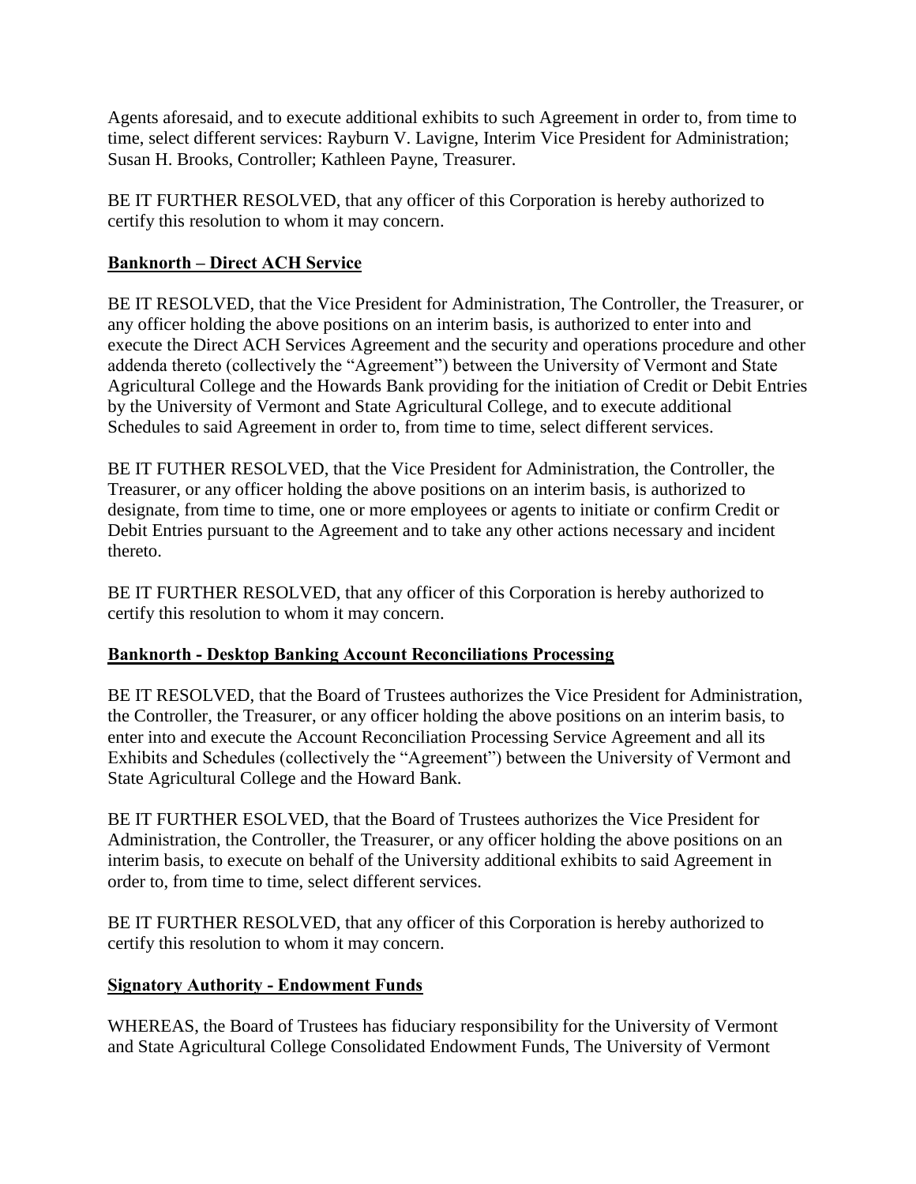Agents aforesaid, and to execute additional exhibits to such Agreement in order to, from time to time, select different services: Rayburn V. Lavigne, Interim Vice President for Administration; Susan H. Brooks, Controller; Kathleen Payne, Treasurer.

BE IT FURTHER RESOLVED, that any officer of this Corporation is hereby authorized to certify this resolution to whom it may concern.

**Banknorth – Direct ACH Service**

BE IT RESOLVED, that the Vice President for Administration, The Controller, the Treasurer, or any officer holding the above positions on an interim basis, is authorized to enter into and execute the Direct ACH Services Agreement and the security and operations procedure and other addenda thereto (collectively the "Agreement") between the University of Vermont and State Agricultural College and the Howards Bank providing for the initiation of Credit or Debit Entries by the University of Vermont and State Agricultural College, and to execute additional Schedules to said Agreement in order to, from time to time, select different services.

BE IT FUTHER RESOLVED, that the Vice President for Administration, the Controller, the Treasurer, or any officer holding the above positions on an interim basis, is authorized to designate, from time to time, one or more employees or agents to initiate or confirm Credit or Debit Entries pursuant to the Agreement and to take any other actions necessary and incident thereto.

BE IT FURTHER RESOLVED, that any officer of this Corporation is hereby authorized to certify this resolution to whom it may concern.

**Banknorth - Desktop Banking Account Reconciliations Processing**

BE IT RESOLVED, that the Board of Trustees authorizes the Vice President for Administration, the Controller, the Treasurer, or any officer holding the above positions on an interim basis, to enter into and execute the Account Reconciliation Processing Service Agreement and all its Exhibits and Schedules (collectively the "Agreement") between the University of Vermont and State Agricultural College and the Howard Bank.

BE IT FURTHER ESOLVED, that the Board of Trustees authorizes the Vice President for Administration, the Controller, the Treasurer, or any officer holding the above positions on an interim basis, to execute on behalf of the University additional exhibits to said Agreement in order to, from time to time, select different services.

BE IT FURTHER RESOLVED, that any officer of this Corporation is hereby authorized to certify this resolution to whom it may concern.

**Signatory Authority - Endowment Funds**

WHEREAS, the Board of Trustees has fiduciary responsibility for the University of Vermont and State Agricultural College Consolidated Endowment Funds, The University of Vermont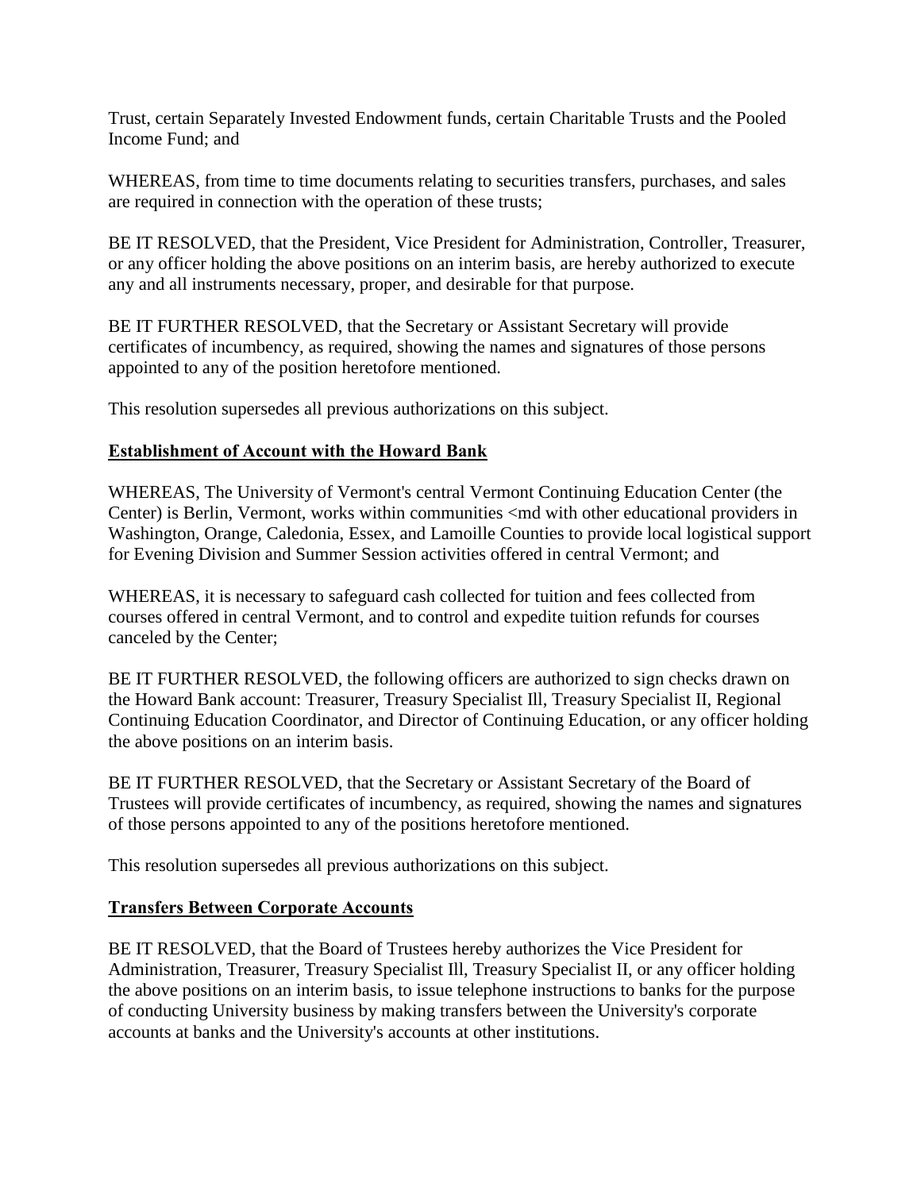Trust, certain Separately Invested Endowment funds, certain Charitable Trusts and the Pooled Income Fund; and

WHEREAS, from time to time documents relating to securities transfers, purchases, and sales are required in connection with the operation of these trusts;

BE IT RESOLVED, that the President, Vice President for Administration, Controller, Treasurer, or any officer holding the above positions on an interim basis, are hereby authorized to execute any and all instruments necessary, proper, and desirable for that purpose.

BE IT FURTHER RESOLVED, that the Secretary or Assistant Secretary will provide certificates of incumbency, as required, showing the names and signatures of those persons appointed to any of the position heretofore mentioned.

This resolution supersedes all previous authorizations on this subject.

**Establishment of Account with the Howard Bank**

WHEREAS, The University of Vermont's central Vermont Continuing Education Center (the Center) is Berlin, Vermont, works within communities <md with other educational providers in Washington, Orange, Caledonia, Essex, and Lamoille Counties to provide local logistical support for Evening Division and Summer Session activities offered in central Vermont; and

WHEREAS, it is necessary to safeguard cash collected for tuition and fees collected from courses offered in central Vermont, and to control and expedite tuition refunds for courses canceled by the Center;

BE IT FURTHER RESOLVED, the following officers are authorized to sign checks drawn on the Howard Bank account: Treasurer, Treasury Specialist Ill, Treasury Specialist II, Regional Continuing Education Coordinator, and Director of Continuing Education, or any officer holding the above positions on an interim basis.

BE IT FURTHER RESOLVED, that the Secretary or Assistant Secretary of the Board of Trustees will provide certificates of incumbency, as required, showing the names and signatures of those persons appointed to any of the positions heretofore mentioned.

This resolution supersedes all previous authorizations on this subject.

**Transfers Between Corporate Accounts**

BE IT RESOLVED, that the Board of Trustees hereby authorizes the Vice President for Administration, Treasurer, Treasury Specialist Ill, Treasury Specialist II, or any officer holding the above positions on an interim basis, to issue telephone instructions to banks for the purpose of conducting University business by making transfers between the University's corporate accounts at banks and the University's accounts at other institutions.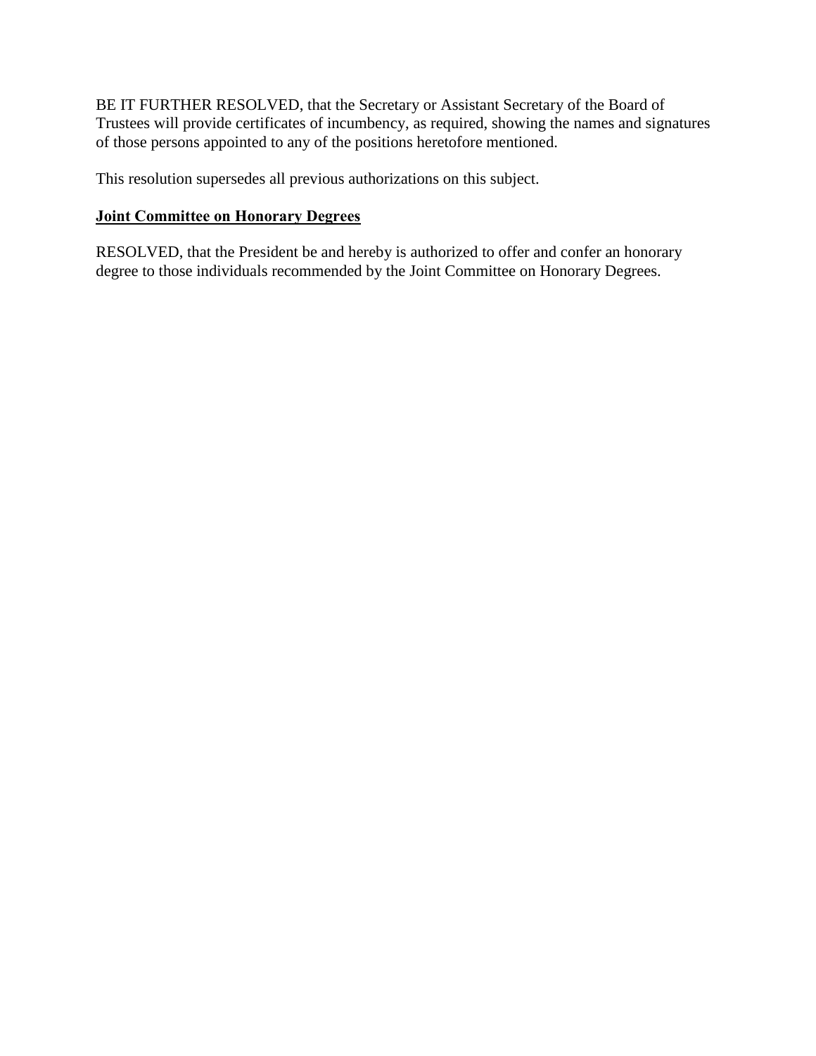BE IT FURTHER RESOLVED, that the Secretary or Assistant Secretary of the Board of Trustees will provide certificates of incumbency, as required, showing the names and signatures of those persons appointed to any of the positions heretofore mentioned.

This resolution supersedes all previous authorizations on this subject.

**Joint Committee on Honorary Degrees**

RESOLVED, that the President be and hereby is authorized to offer and confer an honorary degree to those individuals recommended by the Joint Committee on Honorary Degrees.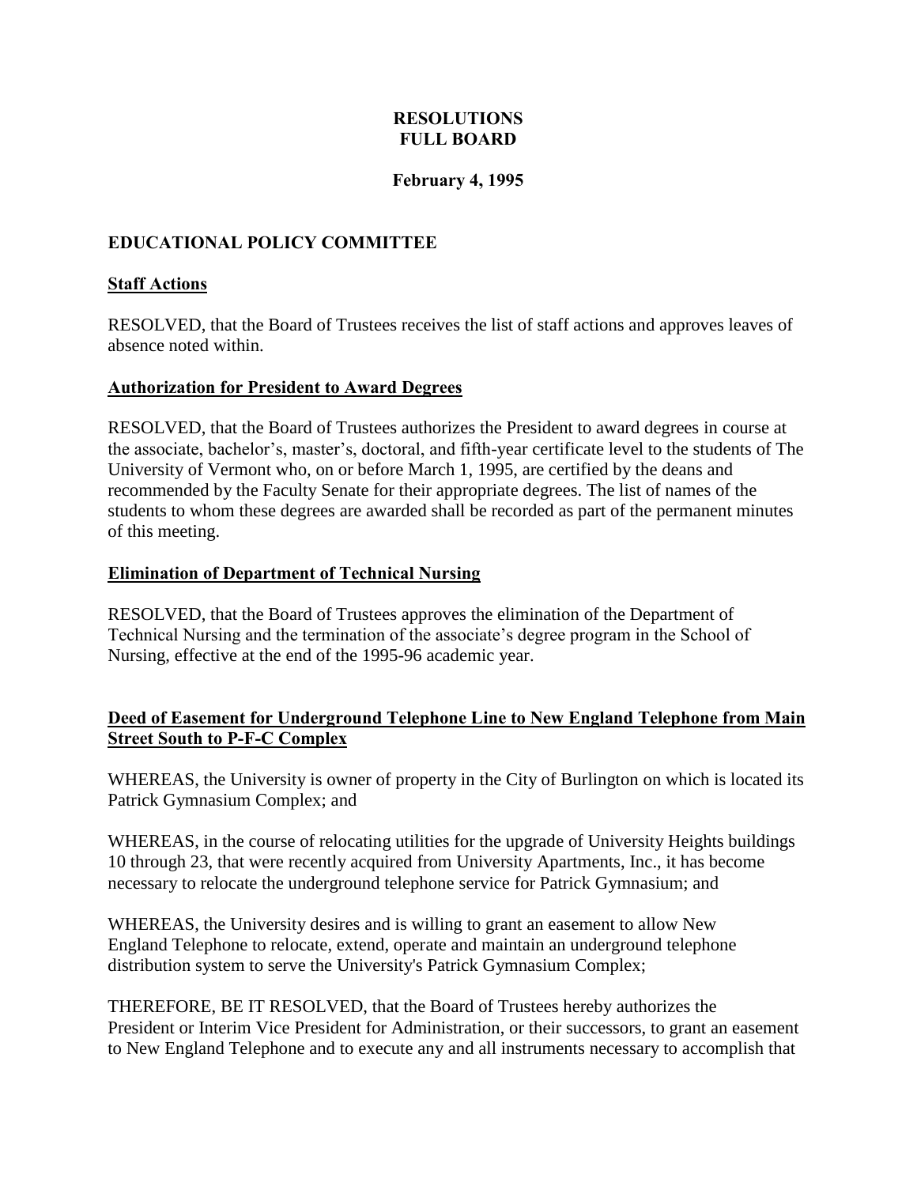**RESOLUTIONS**
**FULL BOARD**

**February 4, 1995**

## EDUCATIONAL POLICY COMMITTEE

### Staff Actions

RESOLVED, that the Board of Trustees receives the list of staff actions and approves leaves of absence noted within.

### Authorization for President to Award Degrees

RESOLVED, that the Board of Trustees authorizes the President to award degrees in course at the associate, bachelor's, master's, doctoral, and fifth-year certificate level to the students of The University of Vermont who, on or before March 1, 1995, are certified by the deans and recommended by the Faculty Senate for their appropriate degrees. The list of names of the students to whom these degrees are awarded shall be recorded as part of the permanent minutes of this meeting.

### Elimination of Department of Technical Nursing

RESOLVED, that the Board of Trustees approves the elimination of the Department of Technical Nursing and the termination of the associate's degree program in the School of Nursing, effective at the end of the 1995-96 academic year.

### Deed of Easement for Underground Telephone Line to New England Telephone from Main Street South to P-F-C Complex

WHEREAS, the University is owner of property in the City of Burlington on which is located its Patrick Gymnasium Complex; and

WHEREAS, in the course of relocating utilities for the upgrade of University Heights buildings 10 through 23, that were recently acquired from University Apartments, Inc., it has become necessary to relocate the underground telephone service for Patrick Gymnasium; and

WHEREAS, the University desires and is willing to grant an easement to allow New England Telephone to relocate, extend, operate and maintain an underground telephone distribution system to serve the University's Patrick Gymnasium Complex;

THEREFORE, BE IT RESOLVED, that the Board of Trustees hereby authorizes the President or Interim Vice President for Administration, or their successors, to grant an easement to New England Telephone and to execute any and all instruments necessary to accomplish that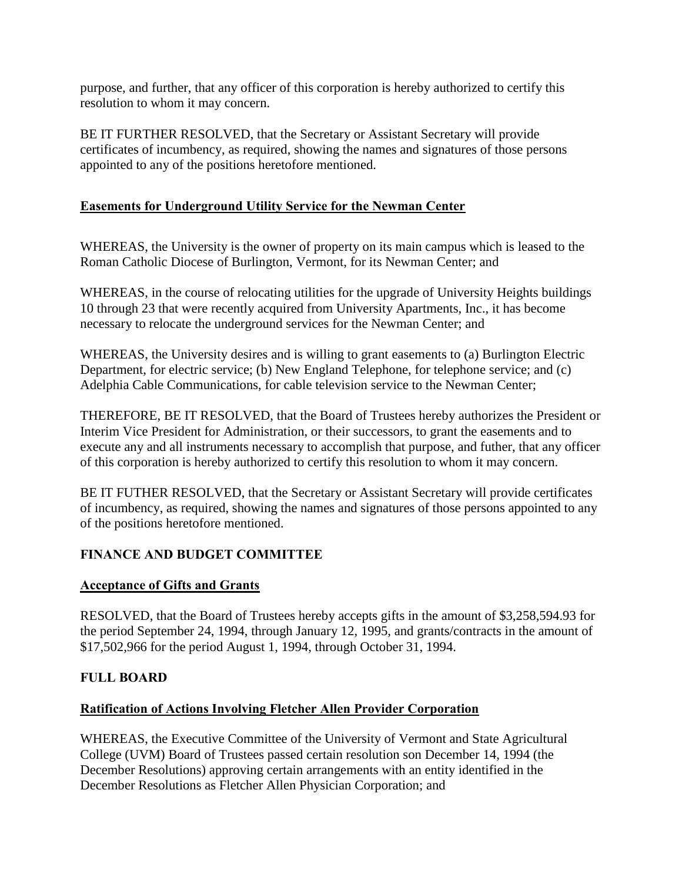purpose, and further, that any officer of this corporation is hereby authorized to certify this resolution to whom it may concern.

BE IT FURTHER RESOLVED, that the Secretary or Assistant Secretary will provide certificates of incumbency, as required, showing the names and signatures of those persons appointed to any of the positions heretofore mentioned.

**Easements for Underground Utility Service for the Newman Center**

WHEREAS, the University is the owner of property on its main campus which is leased to the Roman Catholic Diocese of Burlington, Vermont, for its Newman Center; and

WHEREAS, in the course of relocating utilities for the upgrade of University Heights buildings 10 through 23 that were recently acquired from University Apartments, Inc., it has become necessary to relocate the underground services for the Newman Center; and

WHEREAS, the University desires and is willing to grant easements to (a) Burlington Electric Department, for electric service; (b) New England Telephone, for telephone service; and (c) Adelphia Cable Communications, for cable television service to the Newman Center;

THEREFORE, BE IT RESOLVED, that the Board of Trustees hereby authorizes the President or Interim Vice President for Administration, or their successors, to grant the easements and to execute any and all instruments necessary to accomplish that purpose, and futher, that any officer of this corporation is hereby authorized to certify this resolution to whom it may concern.

BE IT FUTHER RESOLVED, that the Secretary or Assistant Secretary will provide certificates of incumbency, as required, showing the names and signatures of those persons appointed to any of the positions heretofore mentioned.

## FINANCE AND BUDGET COMMITTEE

**Acceptance of Gifts and Grants**

RESOLVED, that the Board of Trustees hereby accepts gifts in the amount of $3,258,594.93 for the period September 24, 1994, through January 12, 1995, and grants/contracts in the amount of $17,502,966 for the period August 1, 1994, through October 31, 1994.

## FULL BOARD

**Ratification of Actions Involving Fletcher Allen Provider Corporation**

WHEREAS, the Executive Committee of the University of Vermont and State Agricultural College (UVM) Board of Trustees passed certain resolution son December 14, 1994 (the December Resolutions) approving certain arrangements with an entity identified in the December Resolutions as Fletcher Allen Physician Corporation; and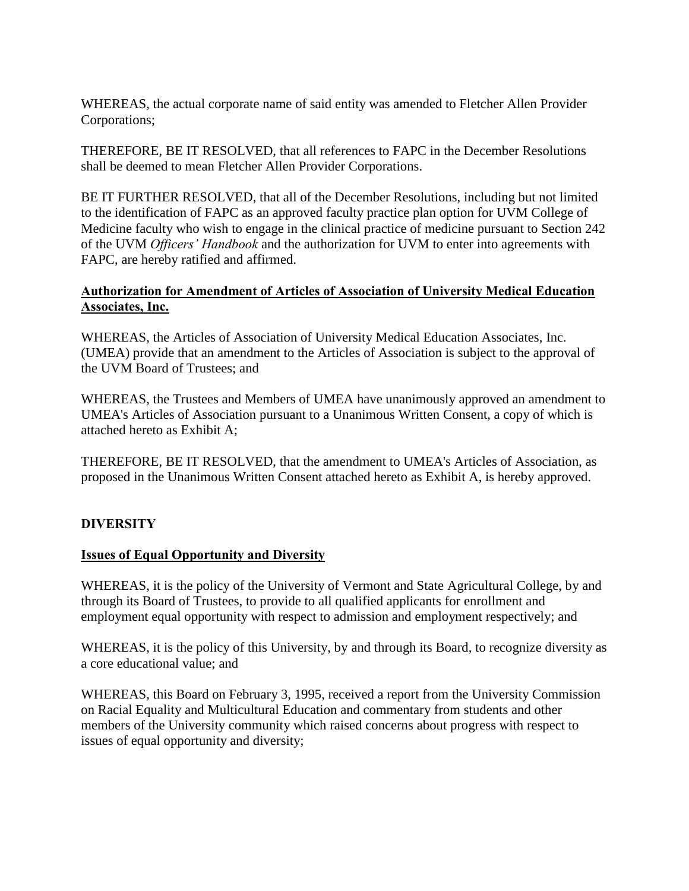WHEREAS, the actual corporate name of said entity was amended to Fletcher Allen Provider Corporations;

THEREFORE, BE IT RESOLVED, that all references to FAPC in the December Resolutions shall be deemed to mean Fletcher Allen Provider Corporations.

BE IT FURTHER RESOLVED, that all of the December Resolutions, including but not limited to the identification of FAPC as an approved faculty practice plan option for UVM College of Medicine faculty who wish to engage in the clinical practice of medicine pursuant to Section 242 of the UVM *Officers' Handbook* and the authorization for UVM to enter into agreements with FAPC, are hereby ratified and affirmed.

**Authorization for Amendment of Articles of Association of University Medical Education Associates, Inc.**

WHEREAS, the Articles of Association of University Medical Education Associates, Inc. (UMEA) provide that an amendment to the Articles of Association is subject to the approval of the UVM Board of Trustees; and

WHEREAS, the Trustees and Members of UMEA have unanimously approved an amendment to UMEA's Articles of Association pursuant to a Unanimous Written Consent, a copy of which is attached hereto as Exhibit A;

THEREFORE, BE IT RESOLVED, that the amendment to UMEA's Articles of Association, as proposed in the Unanimous Written Consent attached hereto as Exhibit A, is hereby approved.

## DIVERSITY

**Issues of Equal Opportunity and Diversity**

WHEREAS, it is the policy of the University of Vermont and State Agricultural College, by and through its Board of Trustees, to provide to all qualified applicants for enrollment and employment equal opportunity with respect to admission and employment respectively; and

WHEREAS, it is the policy of this University, by and through its Board, to recognize diversity as a core educational value; and

WHEREAS, this Board on February 3, 1995, received a report from the University Commission on Racial Equality and Multicultural Education and commentary from students and other members of the University community which raised concerns about progress with respect to issues of equal opportunity and diversity;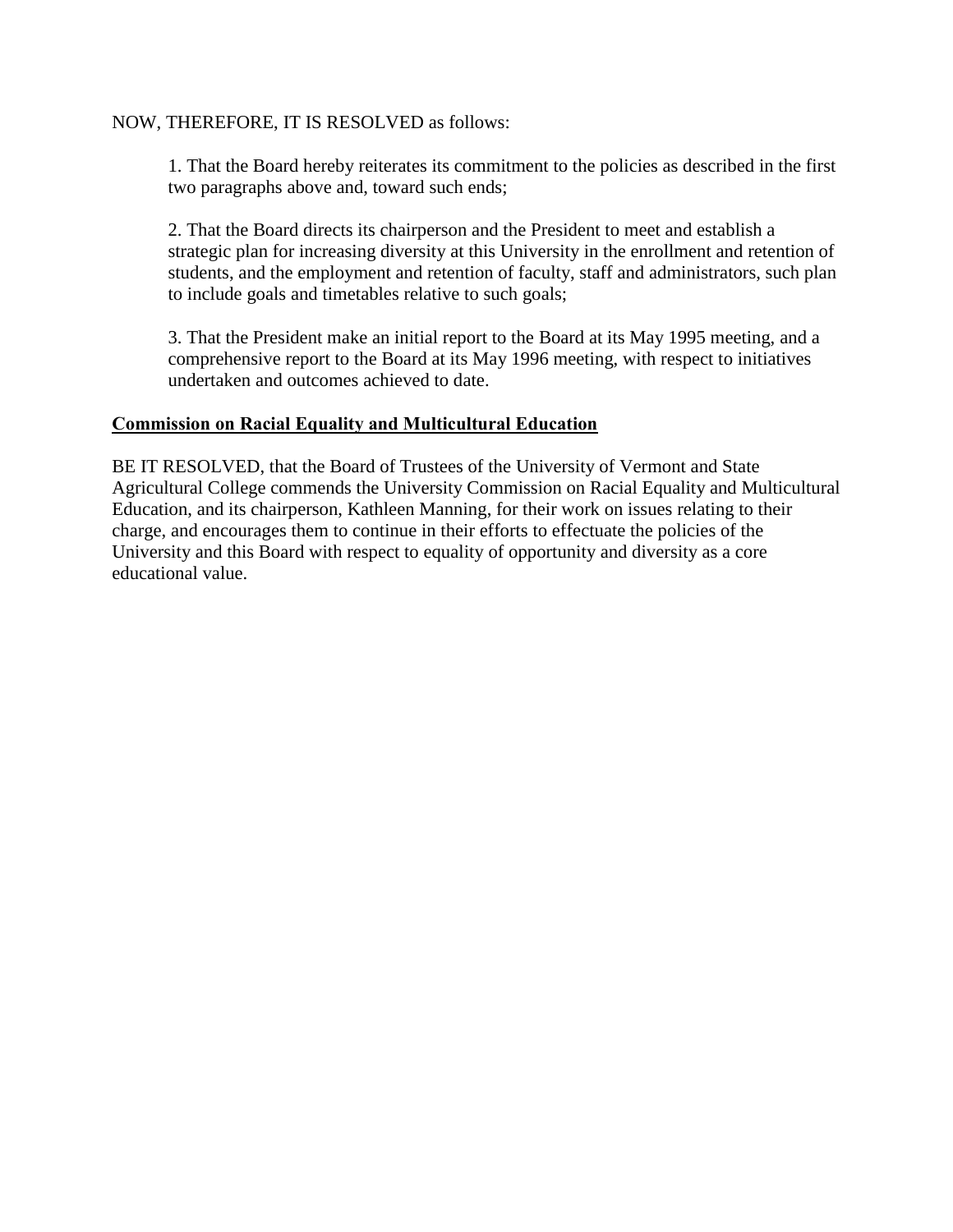NOW, THEREFORE, IT IS RESOLVED as follows:

1. That the Board hereby reiterates its commitment to the policies as described in the first two paragraphs above and, toward such ends;

2. That the Board directs its chairperson and the President to meet and establish a strategic plan for increasing diversity at this University in the enrollment and retention of students, and the employment and retention of faculty, staff and administrators, such plan to include goals and timetables relative to such goals;

3. That the President make an initial report to the Board at its May 1995 meeting, and a comprehensive report to the Board at its May 1996 meeting, with respect to initiatives undertaken and outcomes achieved to date.

**Commission on Racial Equality and Multicultural Education**

BE IT RESOLVED, that the Board of Trustees of the University of Vermont and State Agricultural College commends the University Commission on Racial Equality and Multicultural Education, and its chairperson, Kathleen Manning, for their work on issues relating to their charge, and encourages them to continue in their efforts to effectuate the policies of the University and this Board with respect to equality of opportunity and diversity as a core educational value.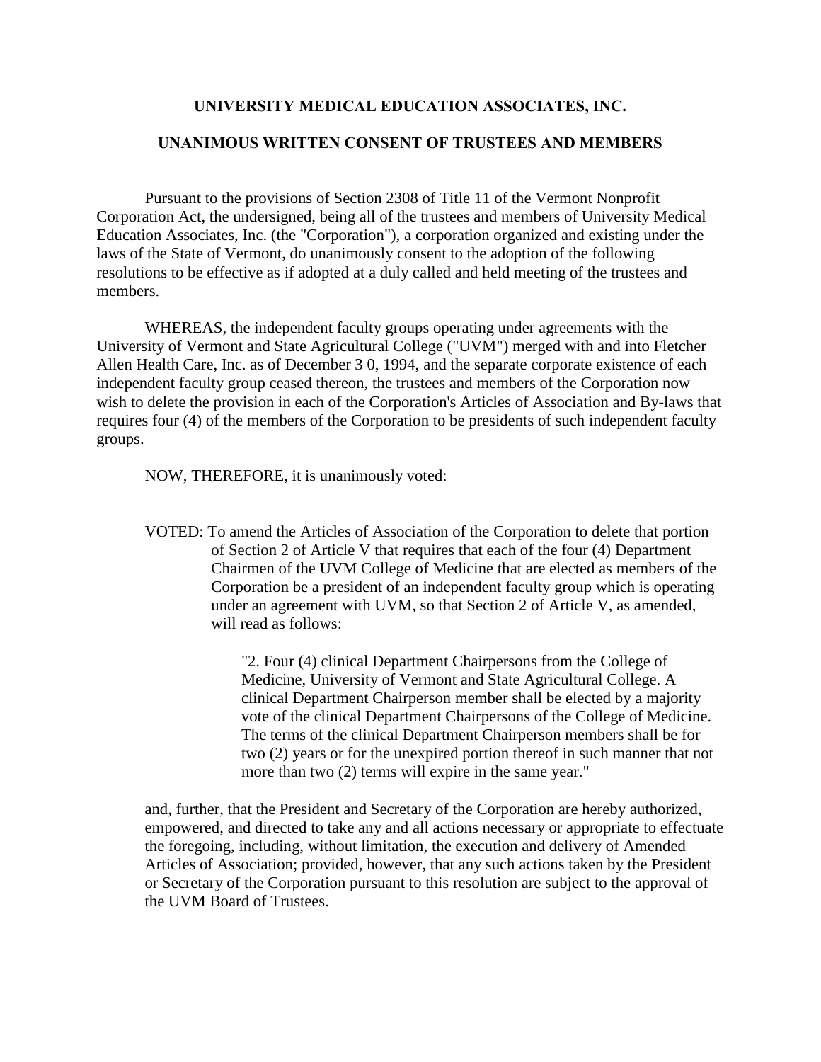## UNIVERSITY MEDICAL EDUCATION ASSOCIATES, INC.

## UNANIMOUS WRITTEN CONSENT OF TRUSTEES AND MEMBERS

Pursuant to the provisions of Section 2308 of Title 11 of the Vermont Nonprofit Corporation Act, the undersigned, being all of the trustees and members of University Medical Education Associates, Inc. (the "Corporation"), a corporation organized and existing under the laws of the State of Vermont, do unanimously consent to the adoption of the following resolutions to be effective as if adopted at a duly called and held meeting of the trustees and members.

WHEREAS, the independent faculty groups operating under agreements with the University of Vermont and State Agricultural College ("UVM") merged with and into Fletcher Allen Health Care, Inc. as of December 3 0, 1994, and the separate corporate existence of each independent faculty group ceased thereon, the trustees and members of the Corporation now wish to delete the provision in each of the Corporation's Articles of Association and By-laws that requires four (4) of the members of the Corporation to be presidents of such independent faculty groups.

NOW, THEREFORE, it is unanimously voted:

VOTED: To amend the Articles of Association of the Corporation to delete that portion of Section 2 of Article V that requires that each of the four (4) Department Chairmen of the UVM College of Medicine that are elected as members of the Corporation be a president of an independent faculty group which is operating under an agreement with UVM, so that Section 2 of Article V, as amended, will read as follows:

> "2. Four (4) clinical Department Chairpersons from the College of Medicine, University of Vermont and State Agricultural College. A clinical Department Chairperson member shall be elected by a majority vote of the clinical Department Chairpersons of the College of Medicine. The terms of the clinical Department Chairperson members shall be for two (2) years or for the unexpired portion thereof in such manner that not more than two (2) terms will expire in the same year."

and, further, that the President and Secretary of the Corporation are hereby authorized, empowered, and directed to take any and all actions necessary or appropriate to effectuate the foregoing, including, without limitation, the execution and delivery of Amended Articles of Association; provided, however, that any such actions taken by the President or Secretary of the Corporation pursuant to this resolution are subject to the approval of the UVM Board of Trustees.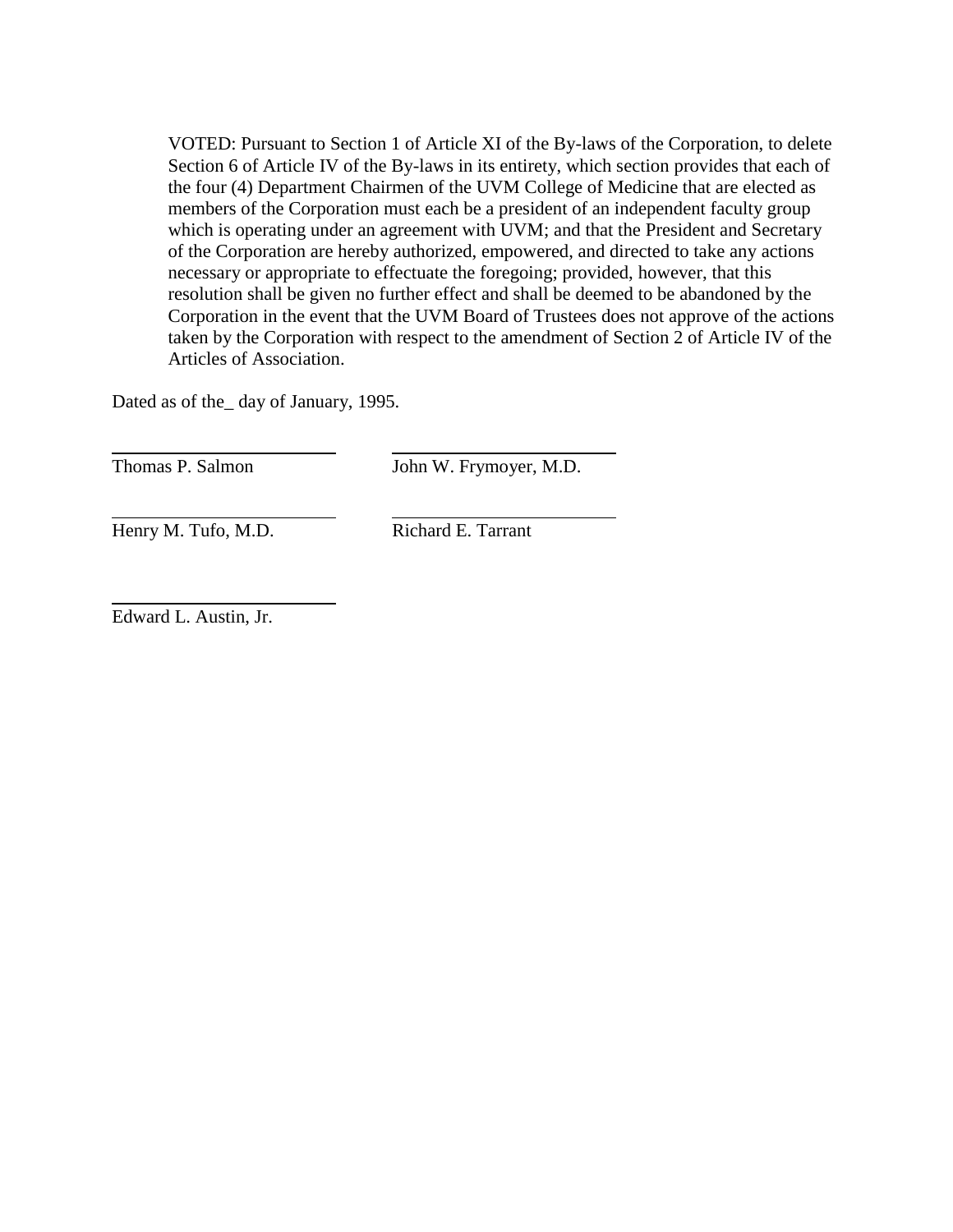VOTED: Pursuant to Section 1 of Article XI of the By-laws of the Corporation, to delete Section 6 of Article IV of the By-laws in its entirety, which section provides that each of the four (4) Department Chairmen of the UVM College of Medicine that are elected as members of the Corporation must each be a president of an independent faculty group which is operating under an agreement with UVM; and that the President and Secretary of the Corporation are hereby authorized, empowered, and directed to take any actions necessary or appropriate to effectuate the foregoing; provided, however, that this resolution shall be given no further effect and shall be deemed to be abandoned by the Corporation in the event that the UVM Board of Trustees does not approve of the actions taken by the Corporation with respect to the amendment of Section 2 of Article IV of the Articles of Association.

Dated as of the_ day of January, 1995.

\_\_\_\_\_\_\_\_\_\_\_\_\_\_\_\_\_\_\_\_\_\_\_\_ \_\_\_\_\_\_\_\_\_\_\_\_\_\_\_\_\_\_\_\_\_\_\_\_
Thomas P. Salmon John W. Frymoyer, M.D.

\_\_\_\_\_\_\_\_\_\_\_\_\_\_\_\_\_\_\_\_\_\_\_\_ \_\_\_\_\_\_\_\_\_\_\_\_\_\_\_\_\_\_\_\_\_\_\_\_
Henry M. Tufo, M.D. Richard E. Tarrant

\_\_\_\_\_\_\_\_\_\_\_\_\_\_\_\_\_\_\_\_\_\_\_\_
Edward L. Austin, Jr.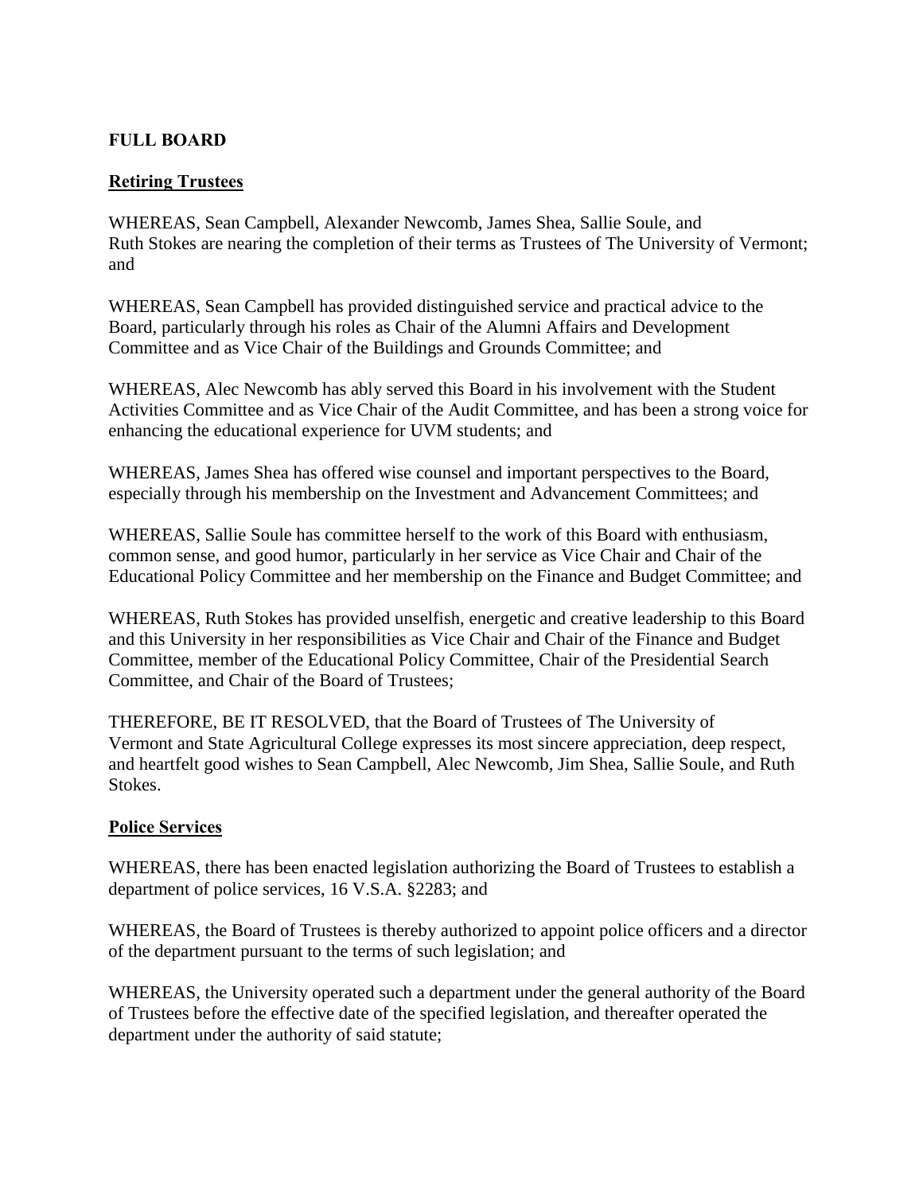**FULL BOARD**

**Retiring Trustees**

WHEREAS, Sean Campbell, Alexander Newcomb, James Shea, Sallie Soule, and Ruth Stokes are nearing the completion of their terms as Trustees of The University of Vermont; and

WHEREAS, Sean Campbell has provided distinguished service and practical advice to the Board, particularly through his roles as Chair of the Alumni Affairs and Development Committee and as Vice Chair of the Buildings and Grounds Committee; and

WHEREAS, Alec Newcomb has ably served this Board in his involvement with the Student Activities Committee and as Vice Chair of the Audit Committee, and has been a strong voice for enhancing the educational experience for UVM students; and

WHEREAS, James Shea has offered wise counsel and important perspectives to the Board, especially through his membership on the Investment and Advancement Committees; and

WHEREAS, Sallie Soule has committee herself to the work of this Board with enthusiasm, common sense, and good humor, particularly in her service as Vice Chair and Chair of the Educational Policy Committee and her membership on the Finance and Budget Committee; and

WHEREAS, Ruth Stokes has provided unselfish, energetic and creative leadership to this Board and this University in her responsibilities as Vice Chair and Chair of the Finance and Budget Committee, member of the Educational Policy Committee, Chair of the Presidential Search Committee, and Chair of the Board of Trustees;

THEREFORE, BE IT RESOLVED, that the Board of Trustees of The University of Vermont and State Agricultural College expresses its most sincere appreciation, deep respect, and heartfelt good wishes to Sean Campbell, Alec Newcomb, Jim Shea, Sallie Soule, and Ruth Stokes.

**Police Services**

WHEREAS, there has been enacted legislation authorizing the Board of Trustees to establish a department of police services, 16 V.S.A. §2283; and

WHEREAS, the Board of Trustees is thereby authorized to appoint police officers and a director of the department pursuant to the terms of such legislation; and

WHEREAS, the University operated such a department under the general authority of the Board of Trustees before the effective date of the specified legislation, and thereafter operated the department under the authority of said statute;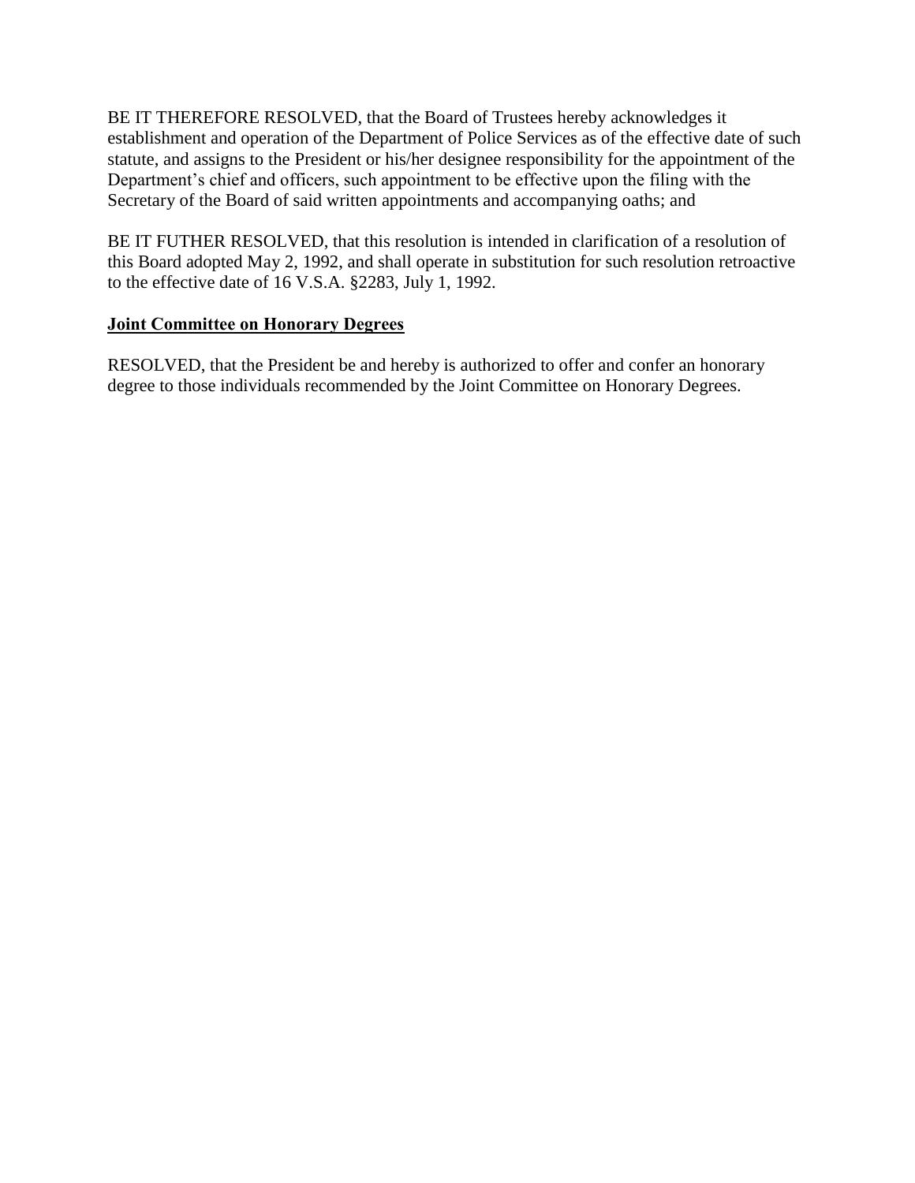BE IT THEREFORE RESOLVED, that the Board of Trustees hereby acknowledges it establishment and operation of the Department of Police Services as of the effective date of such statute, and assigns to the President or his/her designee responsibility for the appointment of the Department's chief and officers, such appointment to be effective upon the filing with the Secretary of the Board of said written appointments and accompanying oaths; and

BE IT FUTHER RESOLVED, that this resolution is intended in clarification of a resolution of this Board adopted May 2, 1992, and shall operate in substitution for such resolution retroactive to the effective date of 16 V.S.A. §2283, July 1, 1992.

**Joint Committee on Honorary Degrees**

RESOLVED, that the President be and hereby is authorized to offer and confer an honorary degree to those individuals recommended by the Joint Committee on Honorary Degrees.